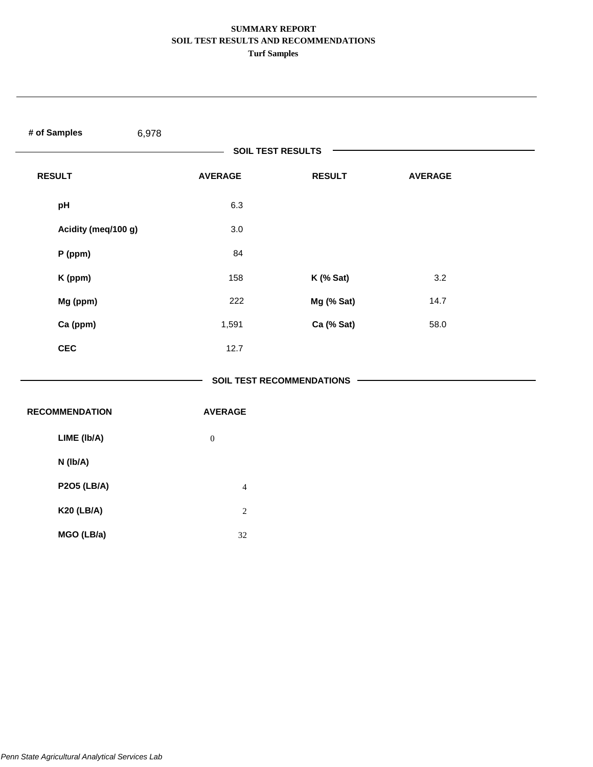# SUMMARY REPORT
## SOIL TEST RESULTS AND RECOMMENDATIONS
### Turf Samples

**# of Samples** 6,978

**SOIL TEST RESULTS**

| RESULT | AVERAGE | RESULT | AVERAGE |
|---|---|---|---|
| **pH** | 6.3 | | |
| **Acidity (meq/100 g)** | 3.0 | | |
| **P (ppm)** | 84 | | |
| **K (ppm)** | 158 | **K (% Sat)** | 3.2 |
| **Mg (ppm)** | 222 | **Mg (% Sat)** | 14.7 |
| **Ca (ppm)** | 1,591 | **Ca (% Sat)** | 58.0 |
| **CEC** | 12.7 | | |

**SOIL TEST RECOMMENDATIONS**

| RECOMMENDATION | AVERAGE |
|---|---|
| **LIME (lb/A)** | 0 |
| **N (lb/A)** | |
| **P2O5 (LB/A)** | 4 |
| **K20 (LB/A)** | 2 |
| **MGO (LB/a)** | 32 |

*Penn State Agricultural Analytical Services Lab*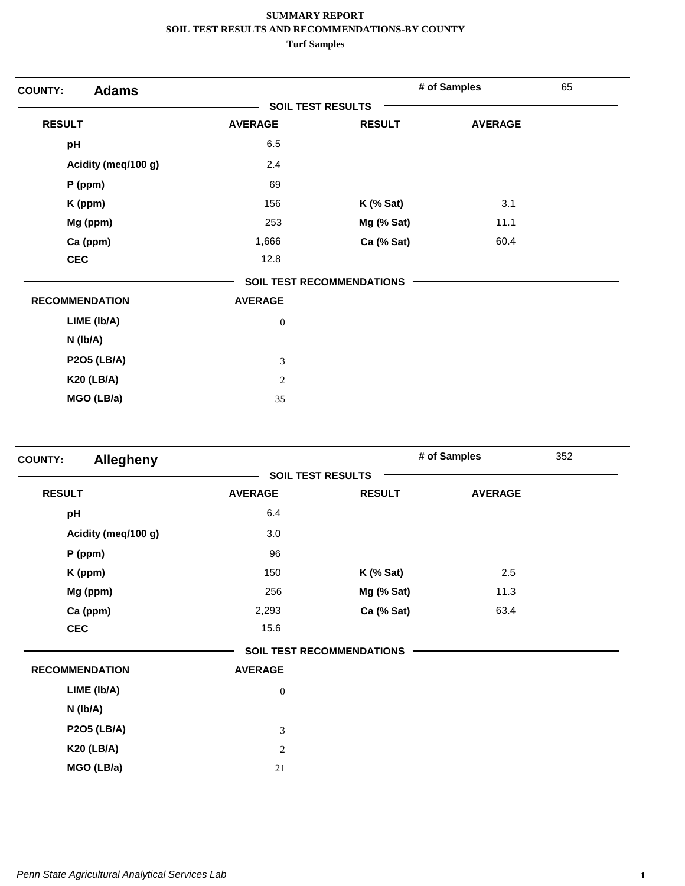**SUMMARY REPORT**
**SOIL TEST RESULTS AND RECOMMENDATIONS-BY COUNTY**
**Turf Samples**

## COUNTY: Adams

**# of Samples** 65

### SOIL TEST RESULTS

| RESULT | AVERAGE | RESULT | AVERAGE |
|---|---|---|---|
| pH | 6.5 | | |
| Acidity (meq/100 g) | 2.4 | | |
| P (ppm) | 69 | | |
| K (ppm) | 156 | K (% Sat) | 3.1 |
| Mg (ppm) | 253 | Mg (% Sat) | 11.1 |
| Ca (ppm) | 1,666 | Ca (% Sat) | 60.4 |
| CEC | 12.8 | | |

### SOIL TEST RECOMMENDATIONS

| RECOMMENDATION | AVERAGE |
|---|---|
| LIME (lb/A) | 0 |
| N (lb/A) | |
| P2O5 (LB/A) | 3 |
| K20 (LB/A) | 2 |
| MGO (LB/a) | 35 |

## COUNTY: Allegheny

**# of Samples** 352

### SOIL TEST RESULTS

| RESULT | AVERAGE | RESULT | AVERAGE |
|---|---|---|---|
| pH | 6.4 | | |
| Acidity (meq/100 g) | 3.0 | | |
| P (ppm) | 96 | | |
| K (ppm) | 150 | K (% Sat) | 2.5 |
| Mg (ppm) | 256 | Mg (% Sat) | 11.3 |
| Ca (ppm) | 2,293 | Ca (% Sat) | 63.4 |
| CEC | 15.6 | | |

### SOIL TEST RECOMMENDATIONS

| RECOMMENDATION | AVERAGE |
|---|---|
| LIME (lb/A) | 0 |
| N (lb/A) | |
| P2O5 (LB/A) | 3 |
| K20 (LB/A) | 2 |
| MGO (LB/a) | 21 |

*Penn State Agricultural Analytical Services Lab*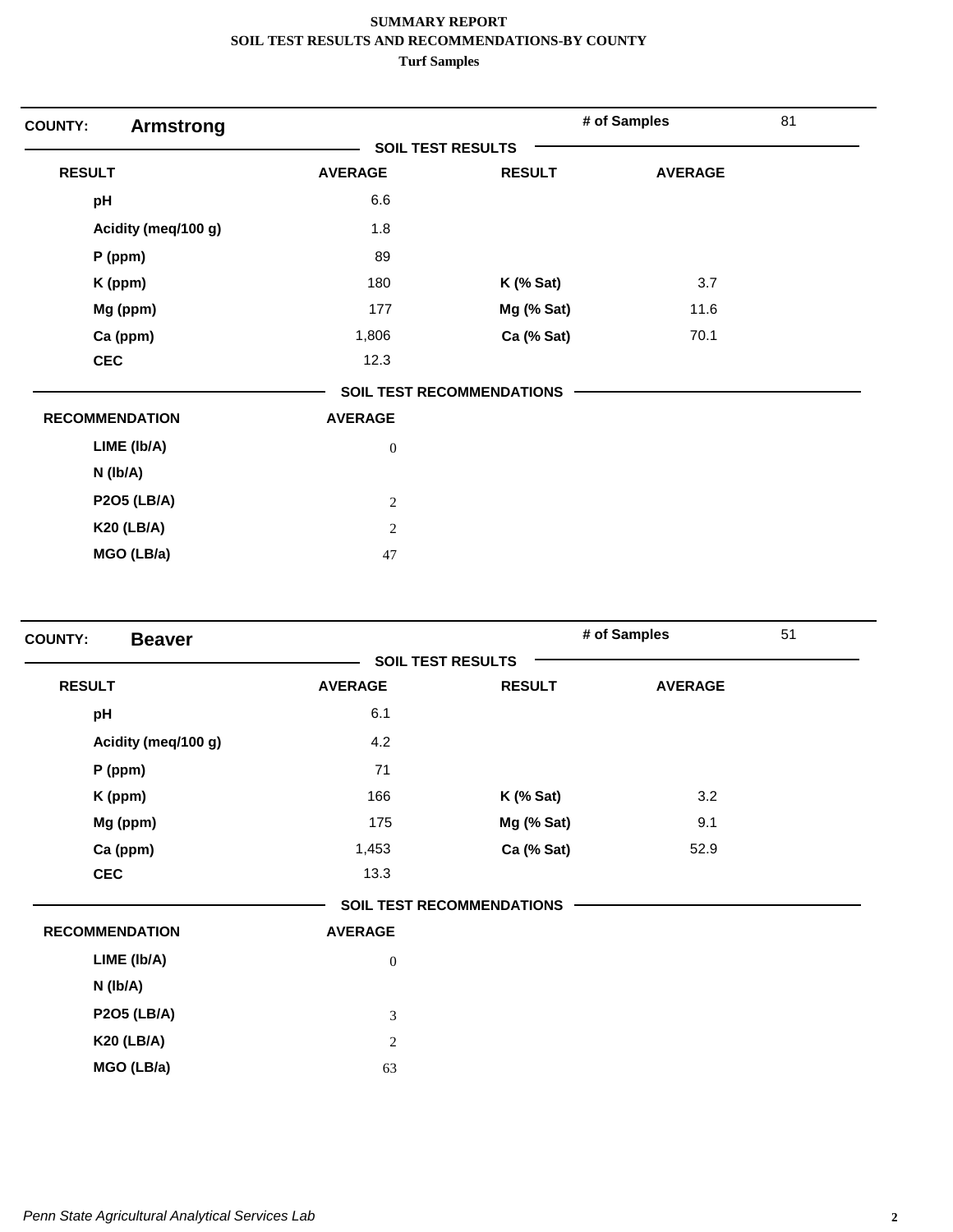**SUMMARY REPORT**
**SOIL TEST RESULTS AND RECOMMENDATIONS-BY COUNTY**
**Turf Samples**

## COUNTY: Armstrong

**# of Samples** 81

### SOIL TEST RESULTS

| RESULT | AVERAGE | RESULT | AVERAGE |
|---|---|---|---|
| pH | 6.6 | | |
| Acidity (meq/100 g) | 1.8 | | |
| P (ppm) | 89 | | |
| K (ppm) | 180 | K (% Sat) | 3.7 |
| Mg (ppm) | 177 | Mg (% Sat) | 11.6 |
| Ca (ppm) | 1,806 | Ca (% Sat) | 70.1 |
| CEC | 12.3 | | |

### SOIL TEST RECOMMENDATIONS

| RECOMMENDATION | AVERAGE |
|---|---|
| LIME (lb/A) | 0 |
| N (lb/A) | |
| P2O5 (LB/A) | 2 |
| K20 (LB/A) | 2 |
| MGO (LB/a) | 47 |

## COUNTY: Beaver

**# of Samples** 51

### SOIL TEST RESULTS

| RESULT | AVERAGE | RESULT | AVERAGE |
|---|---|---|---|
| pH | 6.1 | | |
| Acidity (meq/100 g) | 4.2 | | |
| P (ppm) | 71 | | |
| K (ppm) | 166 | K (% Sat) | 3.2 |
| Mg (ppm) | 175 | Mg (% Sat) | 9.1 |
| Ca (ppm) | 1,453 | Ca (% Sat) | 52.9 |
| CEC | 13.3 | | |

### SOIL TEST RECOMMENDATIONS

| RECOMMENDATION | AVERAGE |
|---|---|
| LIME (lb/A) | 0 |
| N (lb/A) | |
| P2O5 (LB/A) | 3 |
| K20 (LB/A) | 2 |
| MGO (LB/a) | 63 |

*Penn State Agricultural Analytical Services Lab*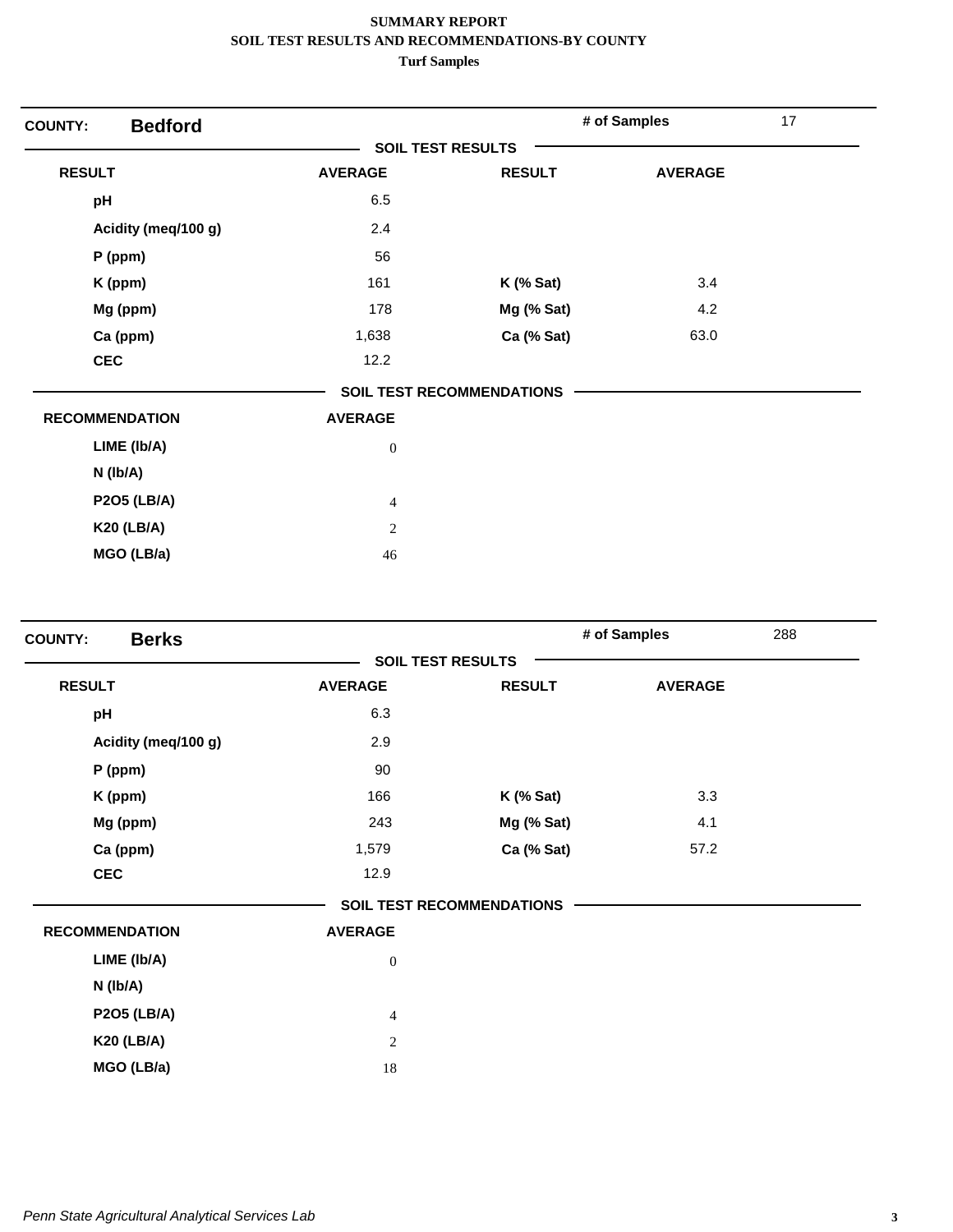**SUMMARY REPORT**
**SOIL TEST RESULTS AND RECOMMENDATIONS-BY COUNTY**
**Turf Samples**

**COUNTY:** **Bedford** — **# of Samples** 17

**SOIL TEST RESULTS**

| RESULT | AVERAGE | RESULT | AVERAGE |
|---|---|---|---|
| pH | 6.5 | | |
| Acidity (meq/100 g) | 2.4 | | |
| P (ppm) | 56 | | |
| K (ppm) | 161 | K (% Sat) | 3.4 |
| Mg (ppm) | 178 | Mg (% Sat) | 4.2 |
| Ca (ppm) | 1,638 | Ca (% Sat) | 63.0 |
| CEC | 12.2 | | |

**SOIL TEST RECOMMENDATIONS**

| RECOMMENDATION | AVERAGE |
|---|---|
| LIME (lb/A) | 0 |
| N (lb/A) | |
| P2O5 (LB/A) | 4 |
| K20 (LB/A) | 2 |
| MGO (LB/a) | 46 |

**COUNTY:** **Berks** — **# of Samples** 288

**SOIL TEST RESULTS**

| RESULT | AVERAGE | RESULT | AVERAGE |
|---|---|---|---|
| pH | 6.3 | | |
| Acidity (meq/100 g) | 2.9 | | |
| P (ppm) | 90 | | |
| K (ppm) | 166 | K (% Sat) | 3.3 |
| Mg (ppm) | 243 | Mg (% Sat) | 4.1 |
| Ca (ppm) | 1,579 | Ca (% Sat) | 57.2 |
| CEC | 12.9 | | |

**SOIL TEST RECOMMENDATIONS**

| RECOMMENDATION | AVERAGE |
|---|---|
| LIME (lb/A) | 0 |
| N (lb/A) | |
| P2O5 (LB/A) | 4 |
| K20 (LB/A) | 2 |
| MGO (LB/a) | 18 |

*Penn State Agricultural Analytical Services Lab*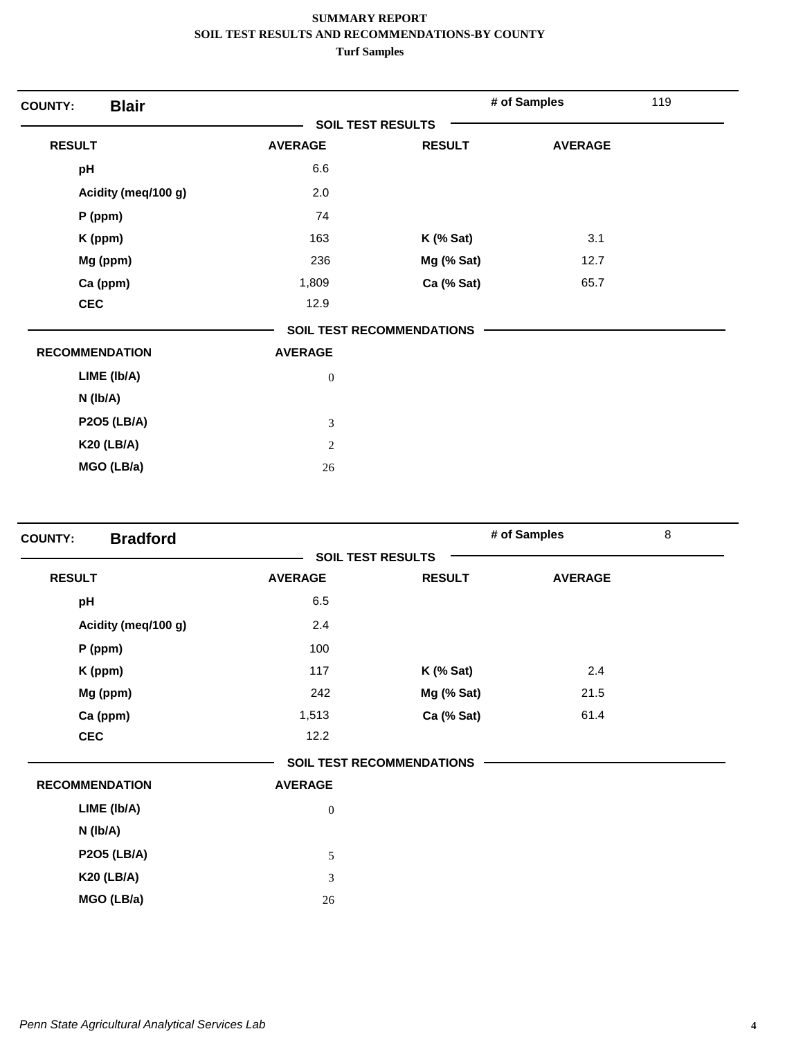**SUMMARY REPORT**
**SOIL TEST RESULTS AND RECOMMENDATIONS-BY COUNTY**
**Turf Samples**

## COUNTY: Blair

**# of Samples** 119

### SOIL TEST RESULTS

| RESULT | AVERAGE | RESULT | AVERAGE |
|---|---|---|---|
| pH | 6.6 | | |
| Acidity (meq/100 g) | 2.0 | | |
| P (ppm) | 74 | | |
| K (ppm) | 163 | K (% Sat) | 3.1 |
| Mg (ppm) | 236 | Mg (% Sat) | 12.7 |
| Ca (ppm) | 1,809 | Ca (% Sat) | 65.7 |
| CEC | 12.9 | | |

### SOIL TEST RECOMMENDATIONS

| RECOMMENDATION | AVERAGE |
|---|---|
| LIME (lb/A) | 0 |
| N (lb/A) | |
| P2O5 (LB/A) | 3 |
| K20 (LB/A) | 2 |
| MGO (LB/a) | 26 |

## COUNTY: Bradford

**# of Samples** 8

### SOIL TEST RESULTS

| RESULT | AVERAGE | RESULT | AVERAGE |
|---|---|---|---|
| pH | 6.5 | | |
| Acidity (meq/100 g) | 2.4 | | |
| P (ppm) | 100 | | |
| K (ppm) | 117 | K (% Sat) | 2.4 |
| Mg (ppm) | 242 | Mg (% Sat) | 21.5 |
| Ca (ppm) | 1,513 | Ca (% Sat) | 61.4 |
| CEC | 12.2 | | |

### SOIL TEST RECOMMENDATIONS

| RECOMMENDATION | AVERAGE |
|---|---|
| LIME (lb/A) | 0 |
| N (lb/A) | |
| P2O5 (LB/A) | 5 |
| K20 (LB/A) | 3 |
| MGO (LB/a) | 26 |

*Penn State Agricultural Analytical Services Lab*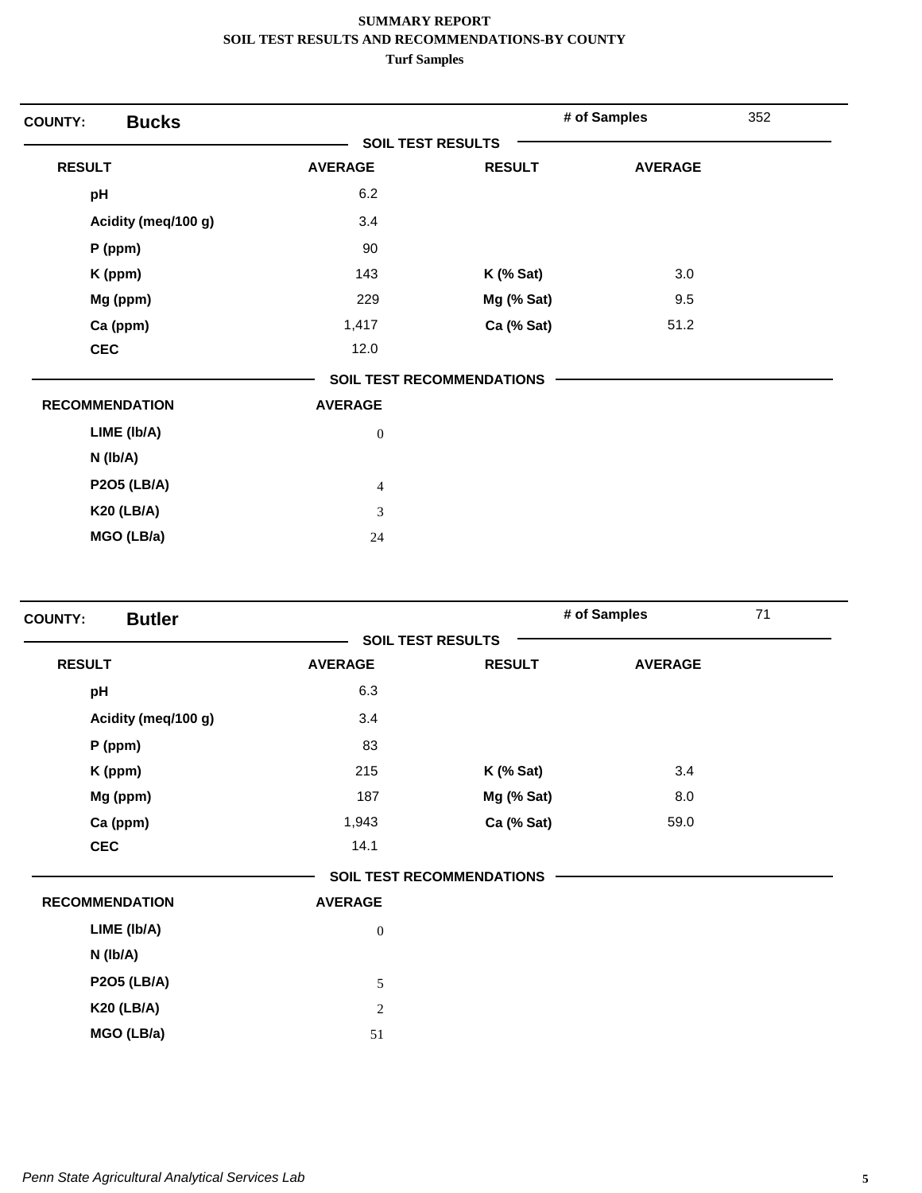# SUMMARY REPORT
## SOIL TEST RESULTS AND RECOMMENDATIONS-BY COUNTY
### Turf Samples

**COUNTY: Bucks** | **# of Samples** 352

**SOIL TEST RESULTS**

| RESULT | AVERAGE | RESULT | AVERAGE |
|---|---|---|---|
| pH | 6.2 | | |
| Acidity (meq/100 g) | 3.4 | | |
| P (ppm) | 90 | | |
| K (ppm) | 143 | K (% Sat) | 3.0 |
| Mg (ppm) | 229 | Mg (% Sat) | 9.5 |
| Ca (ppm) | 1,417 | Ca (% Sat) | 51.2 |
| CEC | 12.0 | | |

**SOIL TEST RECOMMENDATIONS**

| RECOMMENDATION | AVERAGE |
|---|---|
| LIME (lb/A) | 0 |
| N (lb/A) | |
| P2O5 (LB/A) | 4 |
| K20 (LB/A) | 3 |
| MGO (LB/a) | 24 |

**COUNTY: Butler** | **# of Samples** 71

**SOIL TEST RESULTS**

| RESULT | AVERAGE | RESULT | AVERAGE |
|---|---|---|---|
| pH | 6.3 | | |
| Acidity (meq/100 g) | 3.4 | | |
| P (ppm) | 83 | | |
| K (ppm) | 215 | K (% Sat) | 3.4 |
| Mg (ppm) | 187 | Mg (% Sat) | 8.0 |
| Ca (ppm) | 1,943 | Ca (% Sat) | 59.0 |
| CEC | 14.1 | | |

**SOIL TEST RECOMMENDATIONS**

| RECOMMENDATION | AVERAGE |
|---|---|
| LIME (lb/A) | 0 |
| N (lb/A) | |
| P2O5 (LB/A) | 5 |
| K20 (LB/A) | 2 |
| MGO (LB/a) | 51 |

*Penn State Agricultural Analytical Services Lab*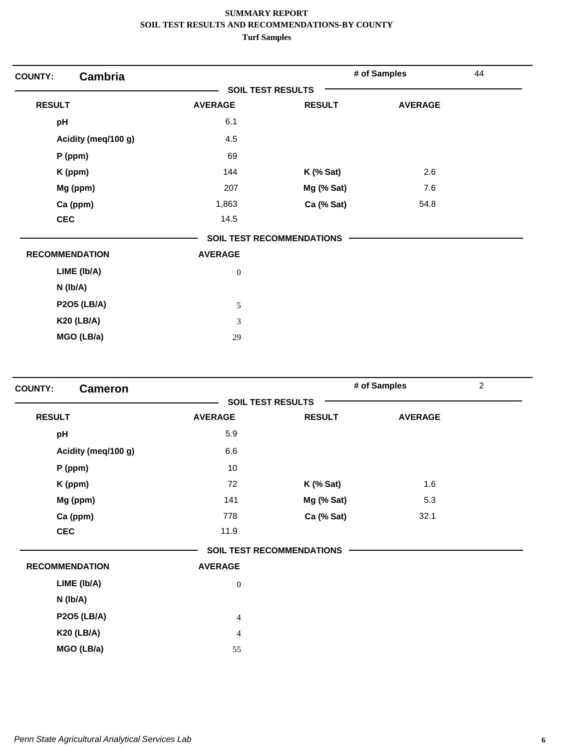**SUMMARY REPORT**
**SOIL TEST RESULTS AND RECOMMENDATIONS-BY COUNTY**
**Turf Samples**

**COUNTY: Cambria** | **# of Samples** 44

**SOIL TEST RESULTS**

| RESULT | AVERAGE | RESULT | AVERAGE |
|---|---|---|---|
| pH | 6.1 | | |
| Acidity (meq/100 g) | 4.5 | | |
| P (ppm) | 69 | | |
| K (ppm) | 144 | K (% Sat) | 2.6 |
| Mg (ppm) | 207 | Mg (% Sat) | 7.6 |
| Ca (ppm) | 1,863 | Ca (% Sat) | 54.8 |
| CEC | 14.5 | | |

**SOIL TEST RECOMMENDATIONS**

| RECOMMENDATION | AVERAGE |
|---|---|
| LIME (lb/A) | 0 |
| N (lb/A) | |
| P2O5 (LB/A) | 5 |
| K20 (LB/A) | 3 |
| MGO (LB/a) | 29 |

**COUNTY: Cameron** | **# of Samples** 2

**SOIL TEST RESULTS**

| RESULT | AVERAGE | RESULT | AVERAGE |
|---|---|---|---|
| pH | 5.9 | | |
| Acidity (meq/100 g) | 6.6 | | |
| P (ppm) | 10 | | |
| K (ppm) | 72 | K (% Sat) | 1.6 |
| Mg (ppm) | 141 | Mg (% Sat) | 5.3 |
| Ca (ppm) | 778 | Ca (% Sat) | 32.1 |
| CEC | 11.9 | | |

**SOIL TEST RECOMMENDATIONS**

| RECOMMENDATION | AVERAGE |
|---|---|
| LIME (lb/A) | 0 |
| N (lb/A) | |
| P2O5 (LB/A) | 4 |
| K20 (LB/A) | 4 |
| MGO (LB/a) | 55 |

*Penn State Agricultural Analytical Services Lab*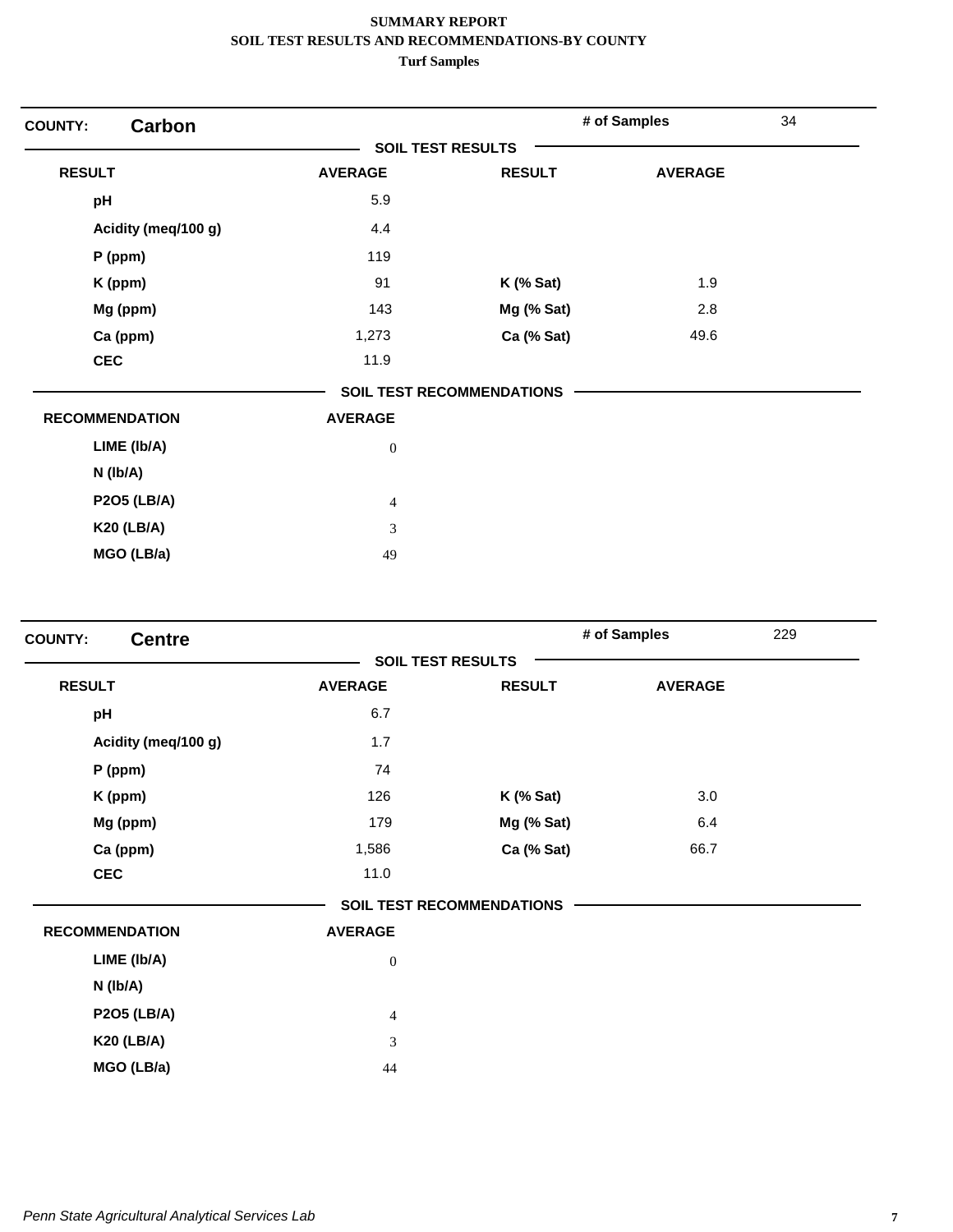**SUMMARY REPORT**
**SOIL TEST RESULTS AND RECOMMENDATIONS-BY COUNTY**
**Turf Samples**

## COUNTY: Carbon

**# of Samples** 34

### SOIL TEST RESULTS

| RESULT | AVERAGE | RESULT | AVERAGE |
|---|---|---|---|
| pH | 5.9 | | |
| Acidity (meq/100 g) | 4.4 | | |
| P (ppm) | 119 | | |
| K (ppm) | 91 | K (% Sat) | 1.9 |
| Mg (ppm) | 143 | Mg (% Sat) | 2.8 |
| Ca (ppm) | 1,273 | Ca (% Sat) | 49.6 |
| CEC | 11.9 | | |

### SOIL TEST RECOMMENDATIONS

| RECOMMENDATION | AVERAGE |
|---|---|
| LIME (lb/A) | 0 |
| N (lb/A) | |
| P2O5 (LB/A) | 4 |
| K20 (LB/A) | 3 |
| MGO (LB/a) | 49 |

## COUNTY: Centre

**# of Samples** 229

### SOIL TEST RESULTS

| RESULT | AVERAGE | RESULT | AVERAGE |
|---|---|---|---|
| pH | 6.7 | | |
| Acidity (meq/100 g) | 1.7 | | |
| P (ppm) | 74 | | |
| K (ppm) | 126 | K (% Sat) | 3.0 |
| Mg (ppm) | 179 | Mg (% Sat) | 6.4 |
| Ca (ppm) | 1,586 | Ca (% Sat) | 66.7 |
| CEC | 11.0 | | |

### SOIL TEST RECOMMENDATIONS

| RECOMMENDATION | AVERAGE |
|---|---|
| LIME (lb/A) | 0 |
| N (lb/A) | |
| P2O5 (LB/A) | 4 |
| K20 (LB/A) | 3 |
| MGO (LB/a) | 44 |

*Penn State Agricultural Analytical Services Lab*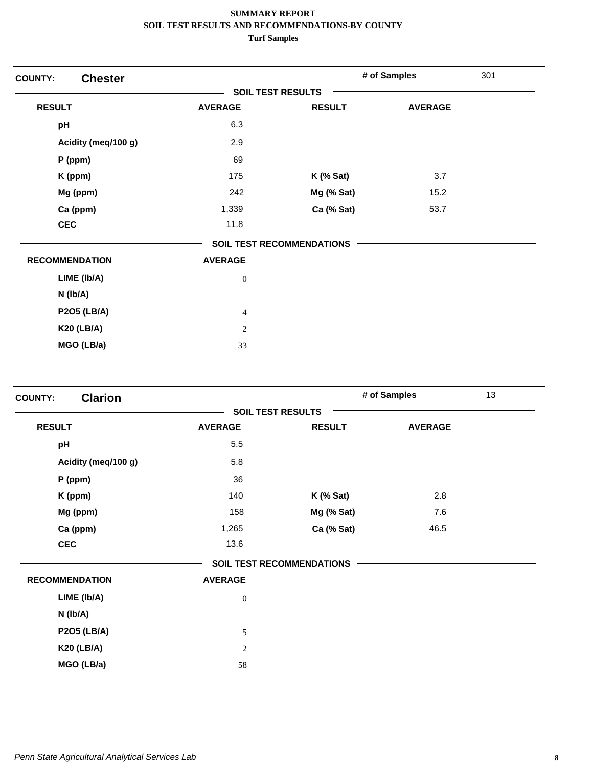**SUMMARY REPORT**
**SOIL TEST RESULTS AND RECOMMENDATIONS-BY COUNTY**
**Turf Samples**

**COUNTY:** **Chester** — **# of Samples** 301

**SOIL TEST RESULTS**

| RESULT | AVERAGE | RESULT | AVERAGE |
|---|---|---|---|
| pH | 6.3 | | |
| Acidity (meq/100 g) | 2.9 | | |
| P (ppm) | 69 | | |
| K (ppm) | 175 | K (% Sat) | 3.7 |
| Mg (ppm) | 242 | Mg (% Sat) | 15.2 |
| Ca (ppm) | 1,339 | Ca (% Sat) | 53.7 |
| CEC | 11.8 | | |

**SOIL TEST RECOMMENDATIONS**

| RECOMMENDATION | AVERAGE |
|---|---|
| LIME (lb/A) | 0 |
| N (lb/A) | |
| P2O5 (LB/A) | 4 |
| K20 (LB/A) | 2 |
| MGO (LB/a) | 33 |

**COUNTY:** **Clarion** — **# of Samples** 13

**SOIL TEST RESULTS**

| RESULT | AVERAGE | RESULT | AVERAGE |
|---|---|---|---|
| pH | 5.5 | | |
| Acidity (meq/100 g) | 5.8 | | |
| P (ppm) | 36 | | |
| K (ppm) | 140 | K (% Sat) | 2.8 |
| Mg (ppm) | 158 | Mg (% Sat) | 7.6 |
| Ca (ppm) | 1,265 | Ca (% Sat) | 46.5 |
| CEC | 13.6 | | |

**SOIL TEST RECOMMENDATIONS**

| RECOMMENDATION | AVERAGE |
|---|---|
| LIME (lb/A) | 0 |
| N (lb/A) | |
| P2O5 (LB/A) | 5 |
| K20 (LB/A) | 2 |
| MGO (LB/a) | 58 |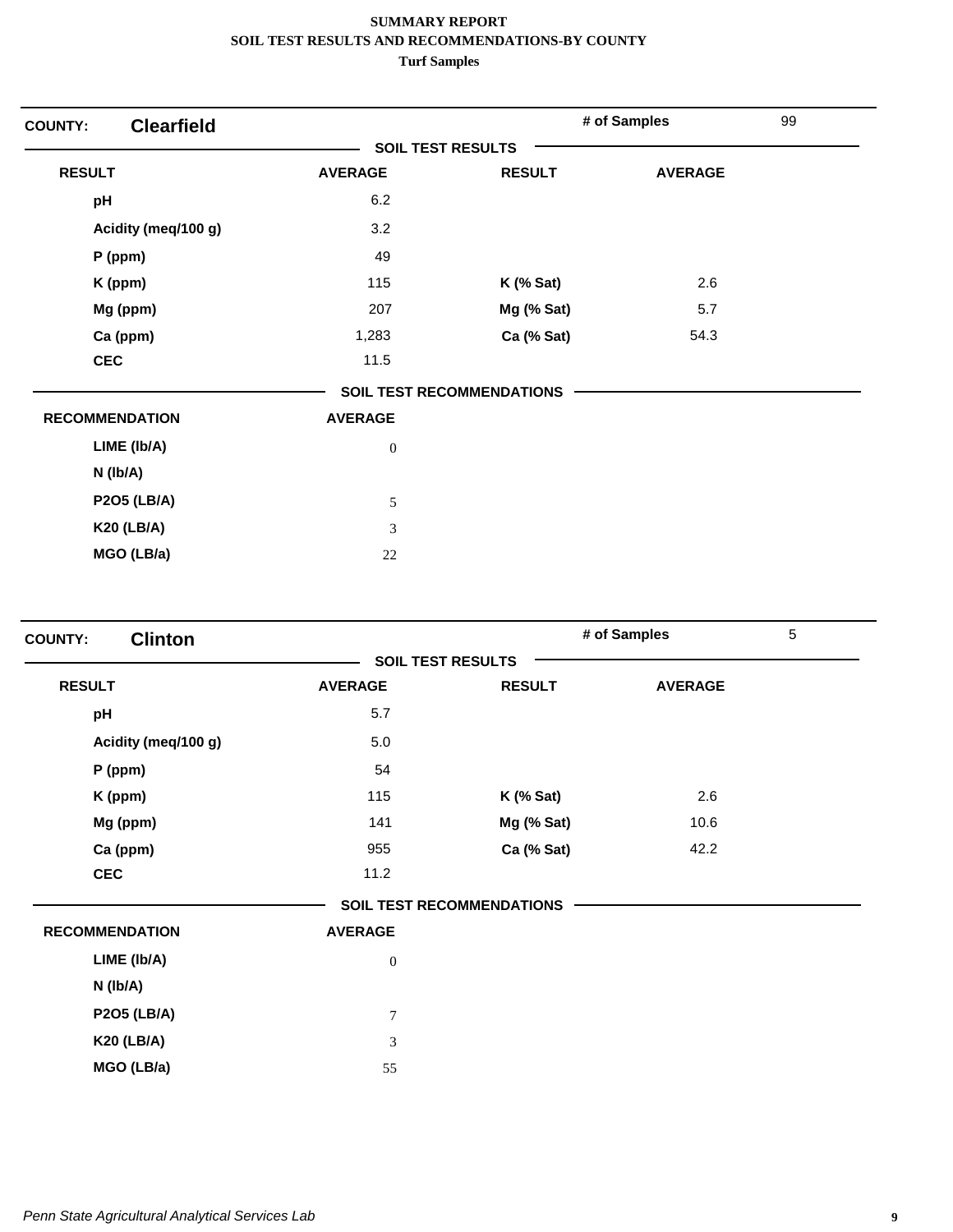**SUMMARY REPORT**
**SOIL TEST RESULTS AND RECOMMENDATIONS-BY COUNTY**
**Turf Samples**

## COUNTY: Clearfield

**# of Samples** 99

### SOIL TEST RESULTS

| RESULT | AVERAGE | RESULT | AVERAGE |
|---|---|---|---|
| pH | 6.2 | | |
| Acidity (meq/100 g) | 3.2 | | |
| P (ppm) | 49 | | |
| K (ppm) | 115 | K (% Sat) | 2.6 |
| Mg (ppm) | 207 | Mg (% Sat) | 5.7 |
| Ca (ppm) | 1,283 | Ca (% Sat) | 54.3 |
| CEC | 11.5 | | |

### SOIL TEST RECOMMENDATIONS

| RECOMMENDATION | AVERAGE |
|---|---|
| LIME (lb/A) | 0 |
| N (lb/A) | |
| P2O5 (LB/A) | 5 |
| K20 (LB/A) | 3 |
| MGO (LB/a) | 22 |

## COUNTY: Clinton

**# of Samples** 5

### SOIL TEST RESULTS

| RESULT | AVERAGE | RESULT | AVERAGE |
|---|---|---|---|
| pH | 5.7 | | |
| Acidity (meq/100 g) | 5.0 | | |
| P (ppm) | 54 | | |
| K (ppm) | 115 | K (% Sat) | 2.6 |
| Mg (ppm) | 141 | Mg (% Sat) | 10.6 |
| Ca (ppm) | 955 | Ca (% Sat) | 42.2 |
| CEC | 11.2 | | |

### SOIL TEST RECOMMENDATIONS

| RECOMMENDATION | AVERAGE |
|---|---|
| LIME (lb/A) | 0 |
| N (lb/A) | |
| P2O5 (LB/A) | 7 |
| K20 (LB/A) | 3 |
| MGO (LB/a) | 55 |

*Penn State Agricultural Analytical Services Lab*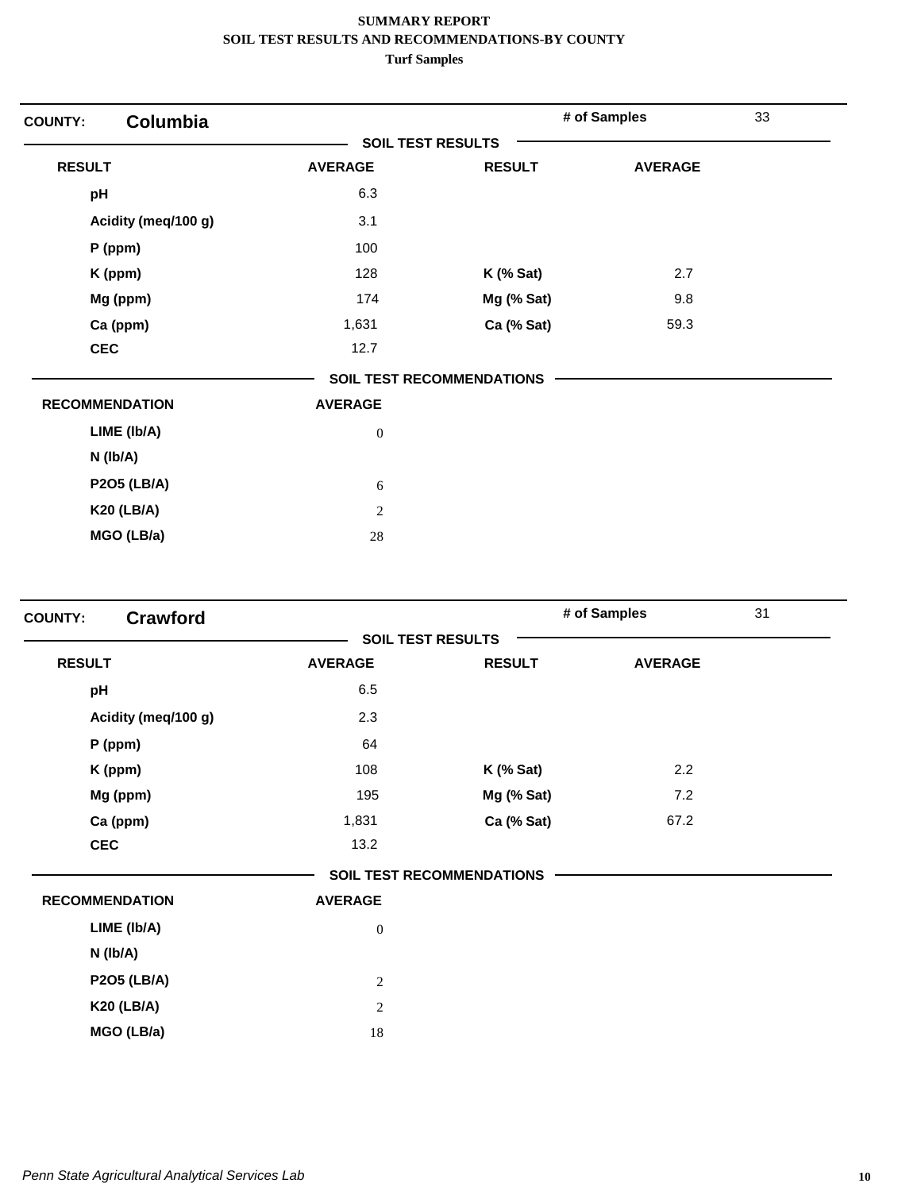# SUMMARY REPORT
## SOIL TEST RESULTS AND RECOMMENDATIONS-BY COUNTY
### Turf Samples

**COUNTY: Columbia** — # of Samples: 33

**SOIL TEST RESULTS**

| RESULT | AVERAGE | RESULT | AVERAGE |
|---|---|---|---|
| pH | 6.3 | | |
| Acidity (meq/100 g) | 3.1 | | |
| P (ppm) | 100 | | |
| K (ppm) | 128 | K (% Sat) | 2.7 |
| Mg (ppm) | 174 | Mg (% Sat) | 9.8 |
| Ca (ppm) | 1,631 | Ca (% Sat) | 59.3 |
| CEC | 12.7 | | |

**SOIL TEST RECOMMENDATIONS**

| RECOMMENDATION | AVERAGE |
|---|---|
| LIME (lb/A) | 0 |
| N (lb/A) | |
| P2O5 (LB/A) | 6 |
| K20 (LB/A) | 2 |
| MGO (LB/a) | 28 |

**COUNTY: Crawford** — # of Samples: 31

**SOIL TEST RESULTS**

| RESULT | AVERAGE | RESULT | AVERAGE |
|---|---|---|---|
| pH | 6.5 | | |
| Acidity (meq/100 g) | 2.3 | | |
| P (ppm) | 64 | | |
| K (ppm) | 108 | K (% Sat) | 2.2 |
| Mg (ppm) | 195 | Mg (% Sat) | 7.2 |
| Ca (ppm) | 1,831 | Ca (% Sat) | 67.2 |
| CEC | 13.2 | | |

**SOIL TEST RECOMMENDATIONS**

| RECOMMENDATION | AVERAGE |
|---|---|
| LIME (lb/A) | 0 |
| N (lb/A) | |
| P2O5 (LB/A) | 2 |
| K20 (LB/A) | 2 |
| MGO (LB/a) | 18 |

*Penn State Agricultural Analytical Services Lab*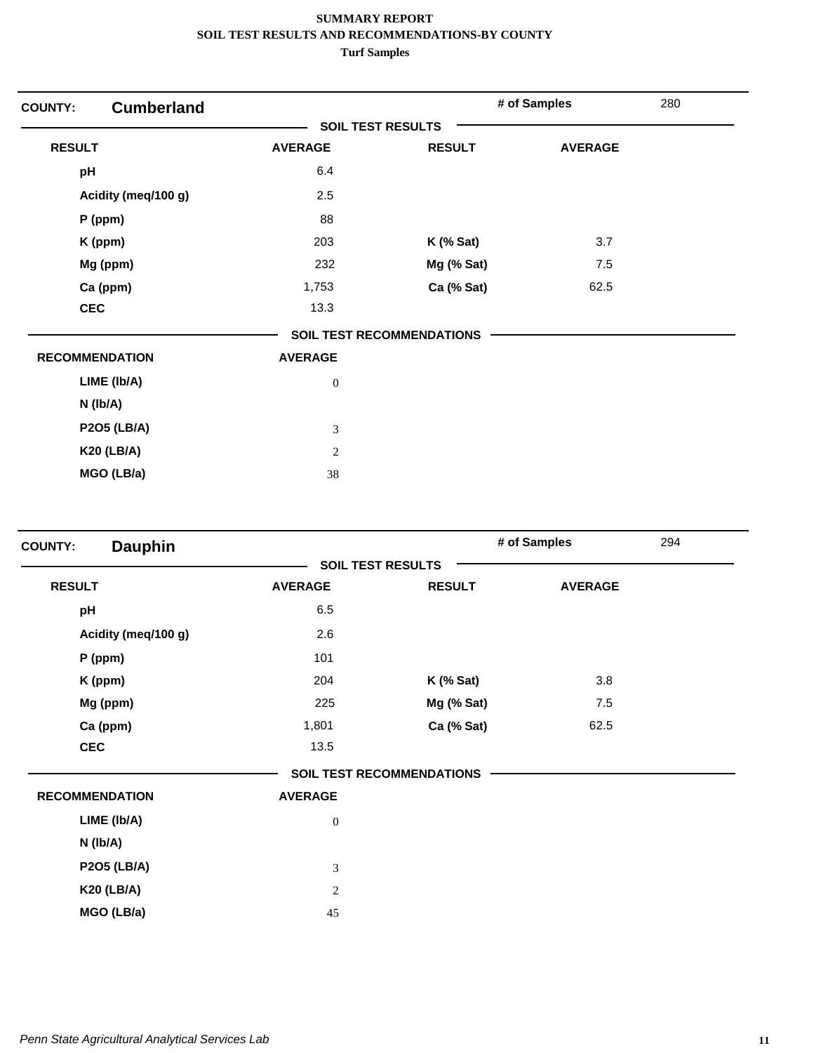**SUMMARY REPORT**
**SOIL TEST RESULTS AND RECOMMENDATIONS-BY COUNTY**
**Turf Samples**

## COUNTY: Cumberland

**# of Samples** 280

### SOIL TEST RESULTS

| RESULT | AVERAGE | RESULT | AVERAGE |
|---|---|---|---|
| pH | 6.4 | | |
| Acidity (meq/100 g) | 2.5 | | |
| P (ppm) | 88 | | |
| K (ppm) | 203 | K (% Sat) | 3.7 |
| Mg (ppm) | 232 | Mg (% Sat) | 7.5 |
| Ca (ppm) | 1,753 | Ca (% Sat) | 62.5 |
| CEC | 13.3 | | |

### SOIL TEST RECOMMENDATIONS

| RECOMMENDATION | AVERAGE |
|---|---|
| LIME (lb/A) | 0 |
| N (lb/A) | |
| P2O5 (LB/A) | 3 |
| K20 (LB/A) | 2 |
| MGO (LB/a) | 38 |

## COUNTY: Dauphin

**# of Samples** 294

### SOIL TEST RESULTS

| RESULT | AVERAGE | RESULT | AVERAGE |
|---|---|---|---|
| pH | 6.5 | | |
| Acidity (meq/100 g) | 2.6 | | |
| P (ppm) | 101 | | |
| K (ppm) | 204 | K (% Sat) | 3.8 |
| Mg (ppm) | 225 | Mg (% Sat) | 7.5 |
| Ca (ppm) | 1,801 | Ca (% Sat) | 62.5 |
| CEC | 13.5 | | |

### SOIL TEST RECOMMENDATIONS

| RECOMMENDATION | AVERAGE |
|---|---|
| LIME (lb/A) | 0 |
| N (lb/A) | |
| P2O5 (LB/A) | 3 |
| K20 (LB/A) | 2 |
| MGO (LB/a) | 45 |

*Penn State Agricultural Analytical Services Lab*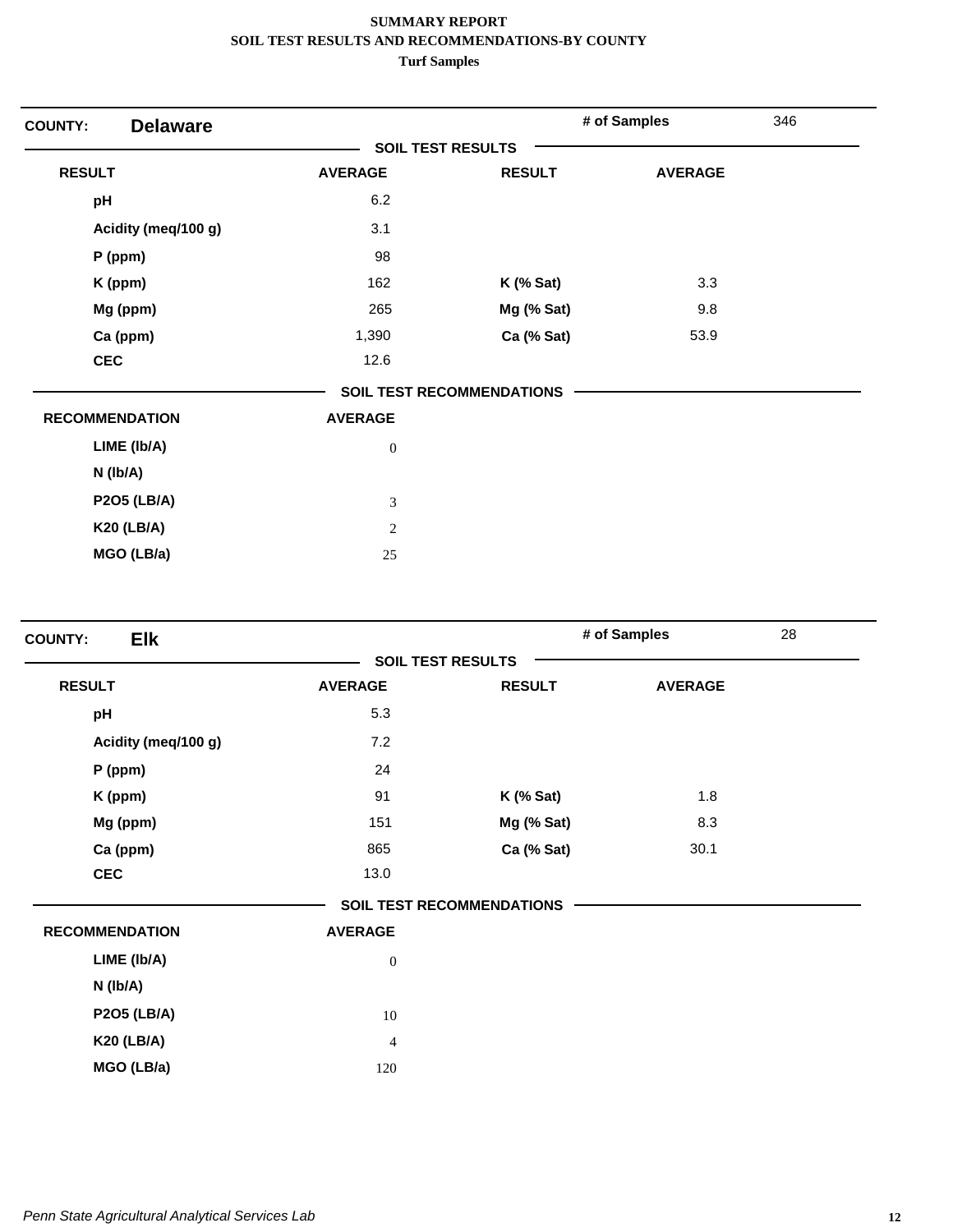**SUMMARY REPORT**
**SOIL TEST RESULTS AND RECOMMENDATIONS-BY COUNTY**
**Turf Samples**

**COUNTY:** **Delaware** | **# of Samples** 346

**SOIL TEST RESULTS**

| RESULT | AVERAGE | RESULT | AVERAGE |
|---|---|---|---|
| pH | 6.2 | | |
| Acidity (meq/100 g) | 3.1 | | |
| P (ppm) | 98 | | |
| K (ppm) | 162 | K (% Sat) | 3.3 |
| Mg (ppm) | 265 | Mg (% Sat) | 9.8 |
| Ca (ppm) | 1,390 | Ca (% Sat) | 53.9 |
| CEC | 12.6 | | |

**SOIL TEST RECOMMENDATIONS**

| RECOMMENDATION | AVERAGE |
|---|---|
| LIME (lb/A) | 0 |
| N (lb/A) | |
| P2O5 (LB/A) | 3 |
| K20 (LB/A) | 2 |
| MGO (LB/a) | 25 |

**COUNTY:** **Elk** | **# of Samples** 28

**SOIL TEST RESULTS**

| RESULT | AVERAGE | RESULT | AVERAGE |
|---|---|---|---|
| pH | 5.3 | | |
| Acidity (meq/100 g) | 7.2 | | |
| P (ppm) | 24 | | |
| K (ppm) | 91 | K (% Sat) | 1.8 |
| Mg (ppm) | 151 | Mg (% Sat) | 8.3 |
| Ca (ppm) | 865 | Ca (% Sat) | 30.1 |
| CEC | 13.0 | | |

**SOIL TEST RECOMMENDATIONS**

| RECOMMENDATION | AVERAGE |
|---|---|
| LIME (lb/A) | 0 |
| N (lb/A) | |
| P2O5 (LB/A) | 10 |
| K20 (LB/A) | 4 |
| MGO (LB/a) | 120 |

*Penn State Agricultural Analytical Services Lab*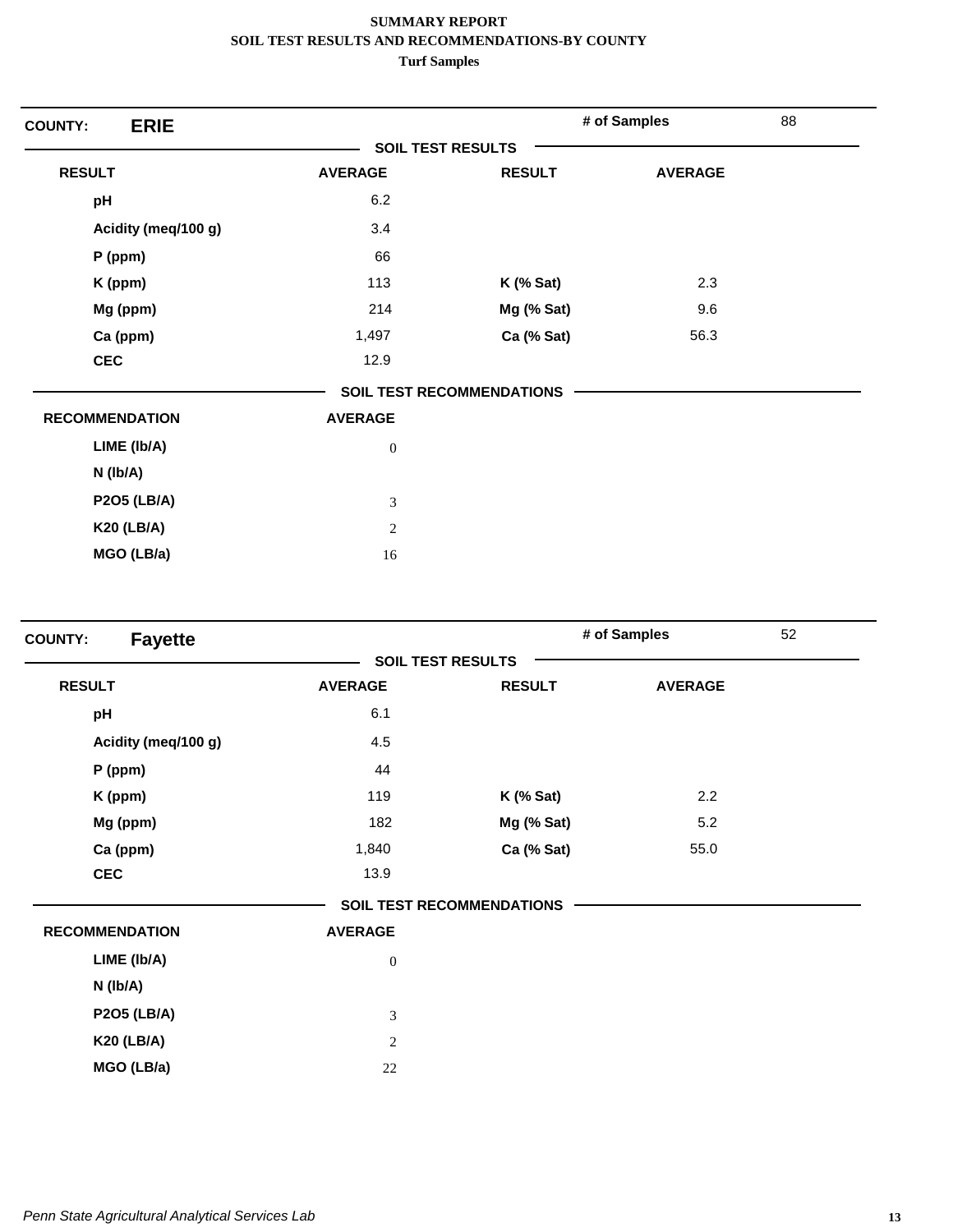# SUMMARY REPORT
## SOIL TEST RESULTS AND RECOMMENDATIONS-BY COUNTY
### Turf Samples

**COUNTY:** **ERIE** — **# of Samples** 88

**SOIL TEST RESULTS**

| RESULT | AVERAGE | RESULT | AVERAGE |
|---|---|---|---|
| pH | 6.2 | | |
| Acidity (meq/100 g) | 3.4 | | |
| P (ppm) | 66 | | |
| K (ppm) | 113 | K (% Sat) | 2.3 |
| Mg (ppm) | 214 | Mg (% Sat) | 9.6 |
| Ca (ppm) | 1,497 | Ca (% Sat) | 56.3 |
| CEC | 12.9 | | |

**SOIL TEST RECOMMENDATIONS**

| RECOMMENDATION | AVERAGE |
|---|---|
| LIME (lb/A) | 0 |
| N (lb/A) | |
| P2O5 (LB/A) | 3 |
| K20 (LB/A) | 2 |
| MGO (LB/a) | 16 |

**COUNTY:** **Fayette** — **# of Samples** 52

**SOIL TEST RESULTS**

| RESULT | AVERAGE | RESULT | AVERAGE |
|---|---|---|---|
| pH | 6.1 | | |
| Acidity (meq/100 g) | 4.5 | | |
| P (ppm) | 44 | | |
| K (ppm) | 119 | K (% Sat) | 2.2 |
| Mg (ppm) | 182 | Mg (% Sat) | 5.2 |
| Ca (ppm) | 1,840 | Ca (% Sat) | 55.0 |
| CEC | 13.9 | | |

**SOIL TEST RECOMMENDATIONS**

| RECOMMENDATION | AVERAGE |
|---|---|
| LIME (lb/A) | 0 |
| N (lb/A) | |
| P2O5 (LB/A) | 3 |
| K20 (LB/A) | 2 |
| MGO (LB/a) | 22 |

*Penn State Agricultural Analytical Services Lab*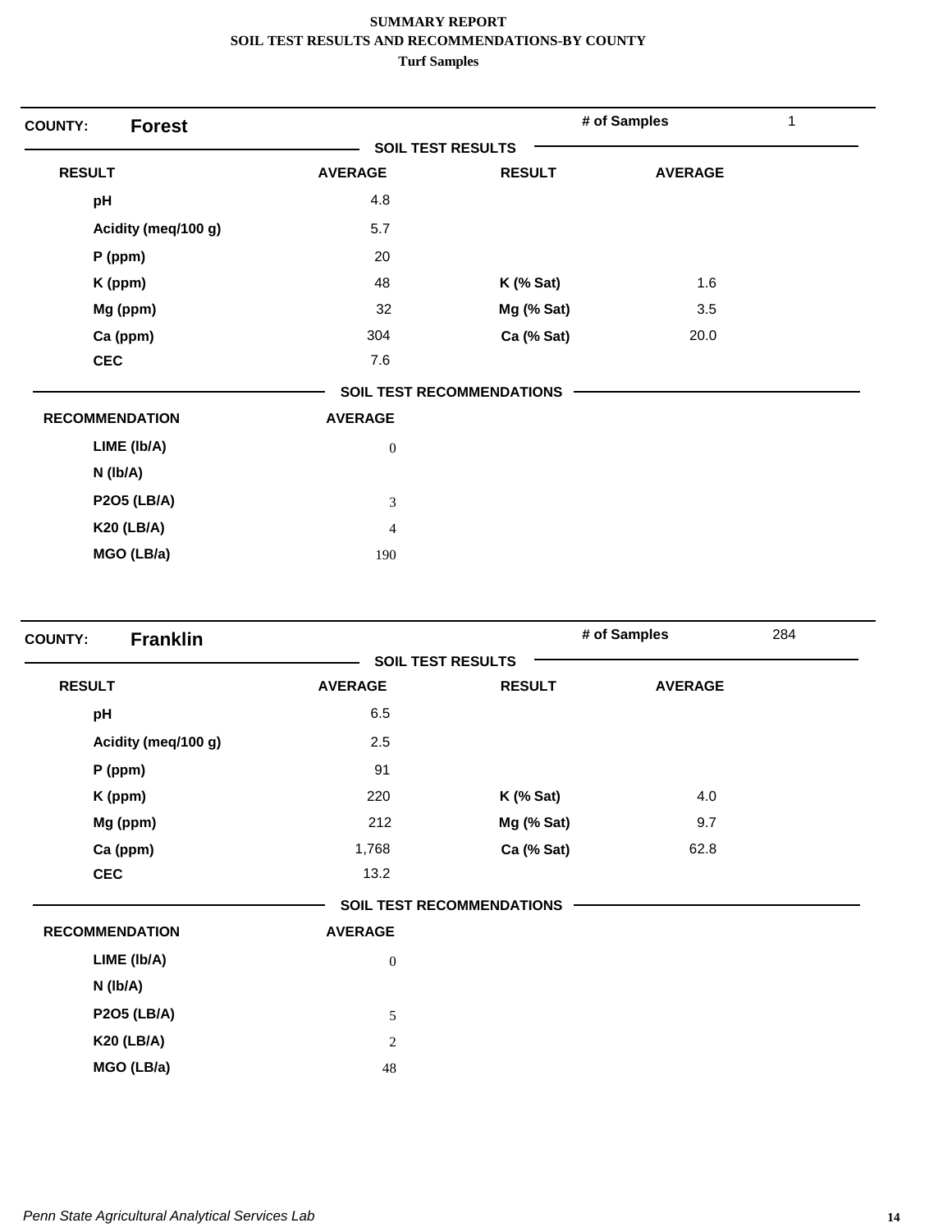# SUMMARY REPORT
## SOIL TEST RESULTS AND RECOMMENDATIONS-BY COUNTY
### Turf Samples

**COUNTY: Forest** — # of Samples: 1

**SOIL TEST RESULTS**

| RESULT | AVERAGE | RESULT | AVERAGE |
|---|---|---|---|
| pH | 4.8 | | |
| Acidity (meq/100 g) | 5.7 | | |
| P (ppm) | 20 | | |
| K (ppm) | 48 | K (% Sat) | 1.6 |
| Mg (ppm) | 32 | Mg (% Sat) | 3.5 |
| Ca (ppm) | 304 | Ca (% Sat) | 20.0 |
| CEC | 7.6 | | |

**SOIL TEST RECOMMENDATIONS**

| RECOMMENDATION | AVERAGE |
|---|---|
| LIME (lb/A) | 0 |
| N (lb/A) | |
| P2O5 (LB/A) | 3 |
| K20 (LB/A) | 4 |
| MGO (LB/a) | 190 |

**COUNTY: Franklin** — # of Samples: 284

**SOIL TEST RESULTS**

| RESULT | AVERAGE | RESULT | AVERAGE |
|---|---|---|---|
| pH | 6.5 | | |
| Acidity (meq/100 g) | 2.5 | | |
| P (ppm) | 91 | | |
| K (ppm) | 220 | K (% Sat) | 4.0 |
| Mg (ppm) | 212 | Mg (% Sat) | 9.7 |
| Ca (ppm) | 1,768 | Ca (% Sat) | 62.8 |
| CEC | 13.2 | | |

**SOIL TEST RECOMMENDATIONS**

| RECOMMENDATION | AVERAGE |
|---|---|
| LIME (lb/A) | 0 |
| N (lb/A) | |
| P2O5 (LB/A) | 5 |
| K20 (LB/A) | 2 |
| MGO (LB/a) | 48 |

*Penn State Agricultural Analytical Services Lab*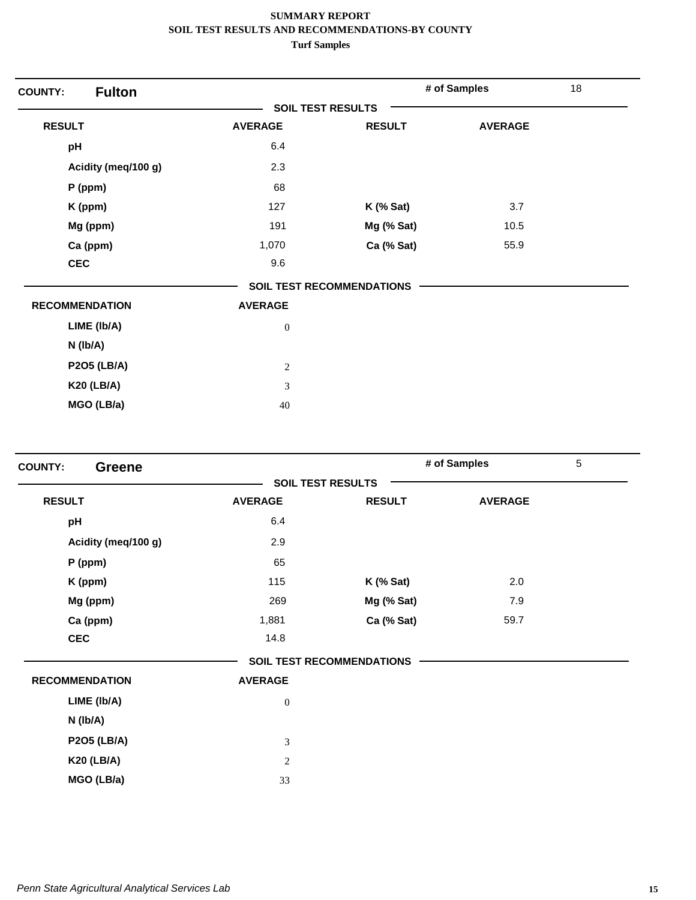**SUMMARY REPORT**
**SOIL TEST RESULTS AND RECOMMENDATIONS-BY COUNTY**
**Turf Samples**

## COUNTY: Fulton

**# of Samples** 18

### SOIL TEST RESULTS

| RESULT | AVERAGE | RESULT | AVERAGE |
|---|---|---|---|
| pH | 6.4 | | |
| Acidity (meq/100 g) | 2.3 | | |
| P (ppm) | 68 | | |
| K (ppm) | 127 | K (% Sat) | 3.7 |
| Mg (ppm) | 191 | Mg (% Sat) | 10.5 |
| Ca (ppm) | 1,070 | Ca (% Sat) | 55.9 |
| CEC | 9.6 | | |

### SOIL TEST RECOMMENDATIONS

| RECOMMENDATION | AVERAGE |
|---|---|
| LIME (lb/A) | 0 |
| N (lb/A) | |
| P2O5 (LB/A) | 2 |
| K20 (LB/A) | 3 |
| MGO (LB/a) | 40 |

## COUNTY: Greene

**# of Samples** 5

### SOIL TEST RESULTS

| RESULT | AVERAGE | RESULT | AVERAGE |
|---|---|---|---|
| pH | 6.4 | | |
| Acidity (meq/100 g) | 2.9 | | |
| P (ppm) | 65 | | |
| K (ppm) | 115 | K (% Sat) | 2.0 |
| Mg (ppm) | 269 | Mg (% Sat) | 7.9 |
| Ca (ppm) | 1,881 | Ca (% Sat) | 59.7 |
| CEC | 14.8 | | |

### SOIL TEST RECOMMENDATIONS

| RECOMMENDATION | AVERAGE |
|---|---|
| LIME (lb/A) | 0 |
| N (lb/A) | |
| P2O5 (LB/A) | 3 |
| K20 (LB/A) | 2 |
| MGO (LB/a) | 33 |

*Penn State Agricultural Analytical Services Lab*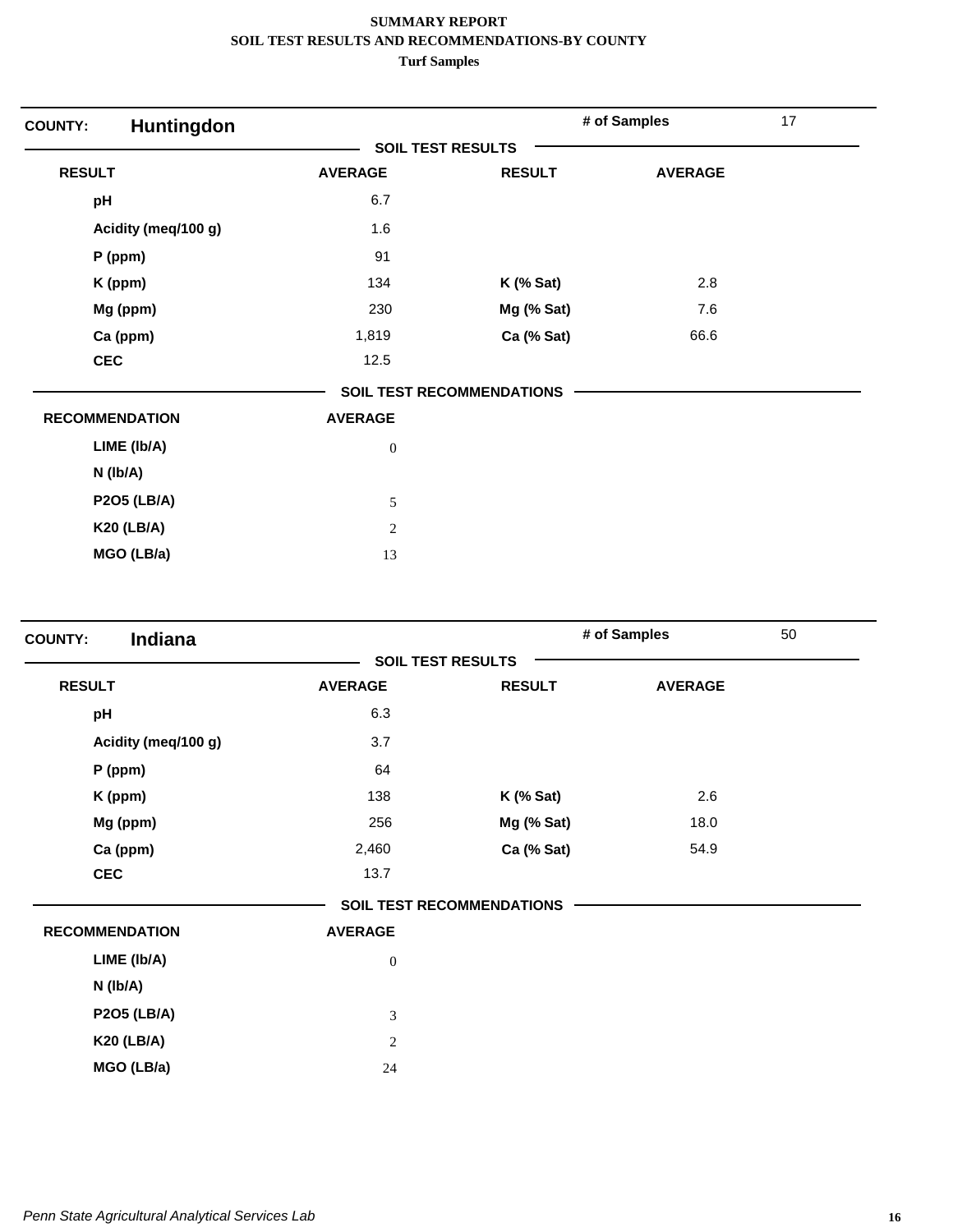**SUMMARY REPORT**
**SOIL TEST RESULTS AND RECOMMENDATIONS-BY COUNTY**
**Turf Samples**

## COUNTY: Huntingdon

**# of Samples:** 17

### SOIL TEST RESULTS

| RESULT | AVERAGE | RESULT | AVERAGE |
|---|---|---|---|
| pH | 6.7 | | |
| Acidity (meq/100 g) | 1.6 | | |
| P (ppm) | 91 | | |
| K (ppm) | 134 | K (% Sat) | 2.8 |
| Mg (ppm) | 230 | Mg (% Sat) | 7.6 |
| Ca (ppm) | 1,819 | Ca (% Sat) | 66.6 |
| CEC | 12.5 | | |

### SOIL TEST RECOMMENDATIONS

| RECOMMENDATION | AVERAGE |
|---|---|
| LIME (lb/A) | 0 |
| N (lb/A) | |
| P2O5 (LB/A) | 5 |
| K20 (LB/A) | 2 |
| MGO (LB/a) | 13 |

## COUNTY: Indiana

**# of Samples:** 50

### SOIL TEST RESULTS

| RESULT | AVERAGE | RESULT | AVERAGE |
|---|---|---|---|
| pH | 6.3 | | |
| Acidity (meq/100 g) | 3.7 | | |
| P (ppm) | 64 | | |
| K (ppm) | 138 | K (% Sat) | 2.6 |
| Mg (ppm) | 256 | Mg (% Sat) | 18.0 |
| Ca (ppm) | 2,460 | Ca (% Sat) | 54.9 |
| CEC | 13.7 | | |

### SOIL TEST RECOMMENDATIONS

| RECOMMENDATION | AVERAGE |
|---|---|
| LIME (lb/A) | 0 |
| N (lb/A) | |
| P2O5 (LB/A) | 3 |
| K20 (LB/A) | 2 |
| MGO (LB/a) | 24 |

*Penn State Agricultural Analytical Services Lab*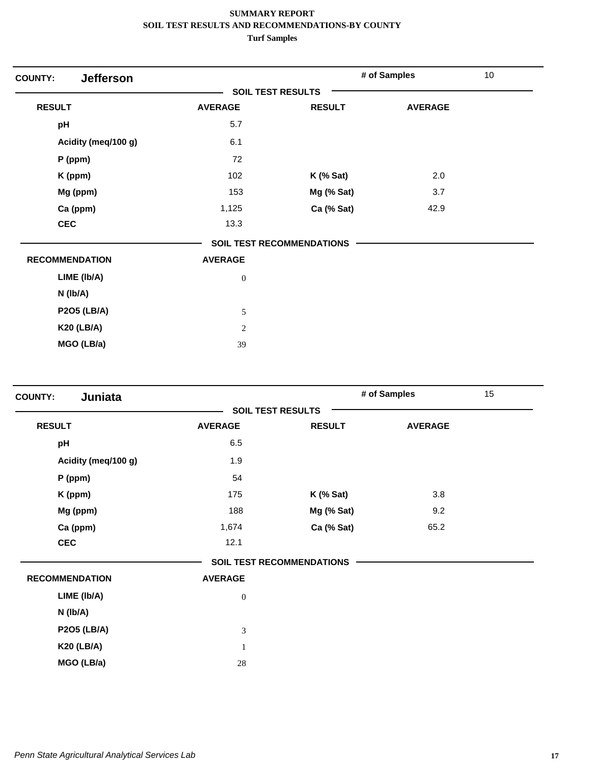**SUMMARY REPORT**
**SOIL TEST RESULTS AND RECOMMENDATIONS-BY COUNTY**
**Turf Samples**

**COUNTY: Jefferson** | **# of Samples** 10

**SOIL TEST RESULTS**

| RESULT | AVERAGE | RESULT | AVERAGE |
|---|---|---|---|
| pH | 5.7 | | |
| Acidity (meq/100 g) | 6.1 | | |
| P (ppm) | 72 | | |
| K (ppm) | 102 | K (% Sat) | 2.0 |
| Mg (ppm) | 153 | Mg (% Sat) | 3.7 |
| Ca (ppm) | 1,125 | Ca (% Sat) | 42.9 |
| CEC | 13.3 | | |

**SOIL TEST RECOMMENDATIONS**

| RECOMMENDATION | AVERAGE |
|---|---|
| LIME (lb/A) | 0 |
| N (lb/A) | |
| P2O5 (LB/A) | 5 |
| K20 (LB/A) | 2 |
| MGO (LB/a) | 39 |

**COUNTY: Juniata** | **# of Samples** 15

**SOIL TEST RESULTS**

| RESULT | AVERAGE | RESULT | AVERAGE |
|---|---|---|---|
| pH | 6.5 | | |
| Acidity (meq/100 g) | 1.9 | | |
| P (ppm) | 54 | | |
| K (ppm) | 175 | K (% Sat) | 3.8 |
| Mg (ppm) | 188 | Mg (% Sat) | 9.2 |
| Ca (ppm) | 1,674 | Ca (% Sat) | 65.2 |
| CEC | 12.1 | | |

**SOIL TEST RECOMMENDATIONS**

| RECOMMENDATION | AVERAGE |
|---|---|
| LIME (lb/A) | 0 |
| N (lb/A) | |
| P2O5 (LB/A) | 3 |
| K20 (LB/A) | 1 |
| MGO (LB/a) | 28 |

*Penn State Agricultural Analytical Services Lab*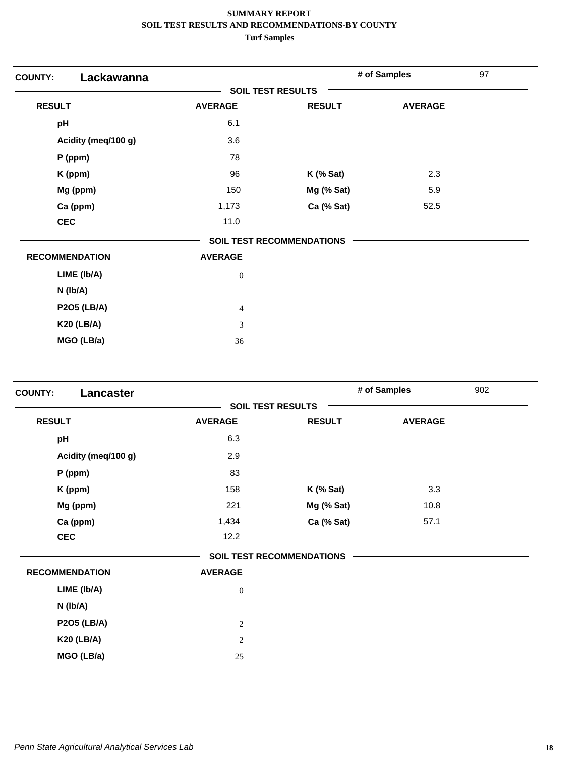**SUMMARY REPORT**
**SOIL TEST RESULTS AND RECOMMENDATIONS-BY COUNTY**
**Turf Samples**

**COUNTY: Lackawanna** — **# of Samples** 97

**SOIL TEST RESULTS**

| RESULT | AVERAGE | RESULT | AVERAGE |
|---|---|---|---|
| pH | 6.1 | | |
| Acidity (meq/100 g) | 3.6 | | |
| P (ppm) | 78 | | |
| K (ppm) | 96 | K (% Sat) | 2.3 |
| Mg (ppm) | 150 | Mg (% Sat) | 5.9 |
| Ca (ppm) | 1,173 | Ca (% Sat) | 52.5 |
| CEC | 11.0 | | |

**SOIL TEST RECOMMENDATIONS**

| RECOMMENDATION | AVERAGE |
|---|---|
| LIME (lb/A) | 0 |
| N (lb/A) | |
| P2O5 (LB/A) | 4 |
| K20 (LB/A) | 3 |
| MGO (LB/a) | 36 |

**COUNTY: Lancaster** — **# of Samples** 902

**SOIL TEST RESULTS**

| RESULT | AVERAGE | RESULT | AVERAGE |
|---|---|---|---|
| pH | 6.3 | | |
| Acidity (meq/100 g) | 2.9 | | |
| P (ppm) | 83 | | |
| K (ppm) | 158 | K (% Sat) | 3.3 |
| Mg (ppm) | 221 | Mg (% Sat) | 10.8 |
| Ca (ppm) | 1,434 | Ca (% Sat) | 57.1 |
| CEC | 12.2 | | |

**SOIL TEST RECOMMENDATIONS**

| RECOMMENDATION | AVERAGE |
|---|---|
| LIME (lb/A) | 0 |
| N (lb/A) | |
| P2O5 (LB/A) | 2 |
| K20 (LB/A) | 2 |
| MGO (LB/a) | 25 |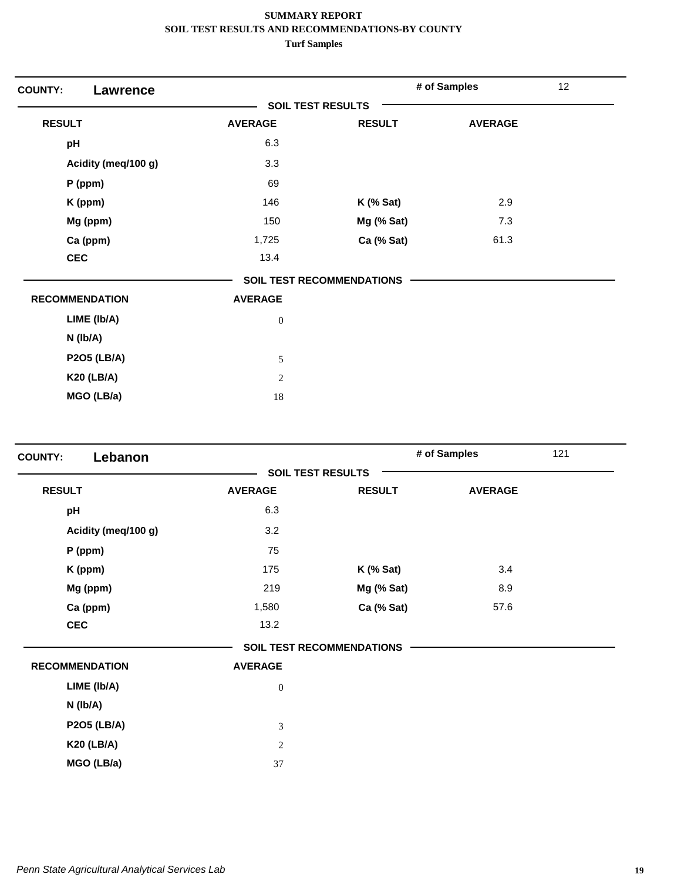**SUMMARY REPORT**
**SOIL TEST RESULTS AND RECOMMENDATIONS-BY COUNTY**
**Turf Samples**

## COUNTY: Lawrence

**# of Samples:** 12

### SOIL TEST RESULTS

| RESULT | AVERAGE | RESULT | AVERAGE |
|---|---|---|---|
| pH | 6.3 | | |
| Acidity (meq/100 g) | 3.3 | | |
| P (ppm) | 69 | | |
| K (ppm) | 146 | K (% Sat) | 2.9 |
| Mg (ppm) | 150 | Mg (% Sat) | 7.3 |
| Ca (ppm) | 1,725 | Ca (% Sat) | 61.3 |
| CEC | 13.4 | | |

### SOIL TEST RECOMMENDATIONS

| RECOMMENDATION | AVERAGE |
|---|---|
| LIME (lb/A) | 0 |
| N (lb/A) | |
| P2O5 (LB/A) | 5 |
| K20 (LB/A) | 2 |
| MGO (LB/a) | 18 |

## COUNTY: Lebanon

**# of Samples:** 121

### SOIL TEST RESULTS

| RESULT | AVERAGE | RESULT | AVERAGE |
|---|---|---|---|
| pH | 6.3 | | |
| Acidity (meq/100 g) | 3.2 | | |
| P (ppm) | 75 | | |
| K (ppm) | 175 | K (% Sat) | 3.4 |
| Mg (ppm) | 219 | Mg (% Sat) | 8.9 |
| Ca (ppm) | 1,580 | Ca (% Sat) | 57.6 |
| CEC | 13.2 | | |

### SOIL TEST RECOMMENDATIONS

| RECOMMENDATION | AVERAGE |
|---|---|
| LIME (lb/A) | 0 |
| N (lb/A) | |
| P2O5 (LB/A) | 3 |
| K20 (LB/A) | 2 |
| MGO (LB/a) | 37 |

*Penn State Agricultural Analytical Services Lab*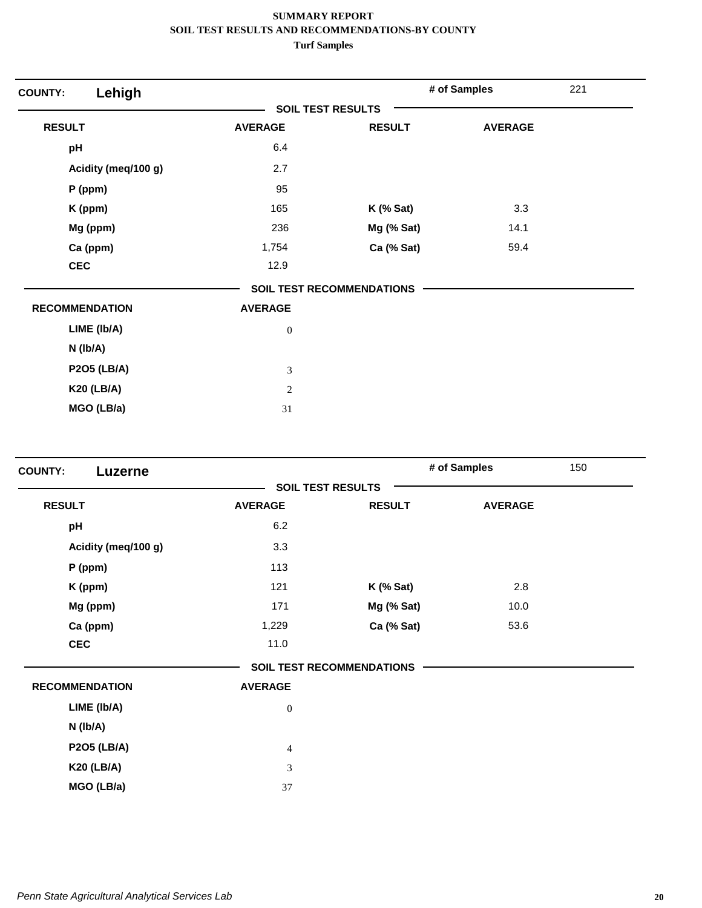**SUMMARY REPORT**
**SOIL TEST RESULTS AND RECOMMENDATIONS-BY COUNTY**
**Turf Samples**

## COUNTY: Lehigh

**# of Samples** 221

**SOIL TEST RESULTS**

| RESULT | AVERAGE | RESULT | AVERAGE |
|---|---|---|---|
| pH | 6.4 | | |
| Acidity (meq/100 g) | 2.7 | | |
| P (ppm) | 95 | | |
| K (ppm) | 165 | K (% Sat) | 3.3 |
| Mg (ppm) | 236 | Mg (% Sat) | 14.1 |
| Ca (ppm) | 1,754 | Ca (% Sat) | 59.4 |
| CEC | 12.9 | | |

**SOIL TEST RECOMMENDATIONS**

| RECOMMENDATION | AVERAGE |
|---|---|
| LIME (lb/A) | 0 |
| N (lb/A) | |
| P2O5 (LB/A) | 3 |
| K20 (LB/A) | 2 |
| MGO (LB/a) | 31 |

## COUNTY: Luzerne

**# of Samples** 150

**SOIL TEST RESULTS**

| RESULT | AVERAGE | RESULT | AVERAGE |
|---|---|---|---|
| pH | 6.2 | | |
| Acidity (meq/100 g) | 3.3 | | |
| P (ppm) | 113 | | |
| K (ppm) | 121 | K (% Sat) | 2.8 |
| Mg (ppm) | 171 | Mg (% Sat) | 10.0 |
| Ca (ppm) | 1,229 | Ca (% Sat) | 53.6 |
| CEC | 11.0 | | |

**SOIL TEST RECOMMENDATIONS**

| RECOMMENDATION | AVERAGE |
|---|---|
| LIME (lb/A) | 0 |
| N (lb/A) | |
| P2O5 (LB/A) | 4 |
| K20 (LB/A) | 3 |
| MGO (LB/a) | 37 |

*Penn State Agricultural Analytical Services Lab*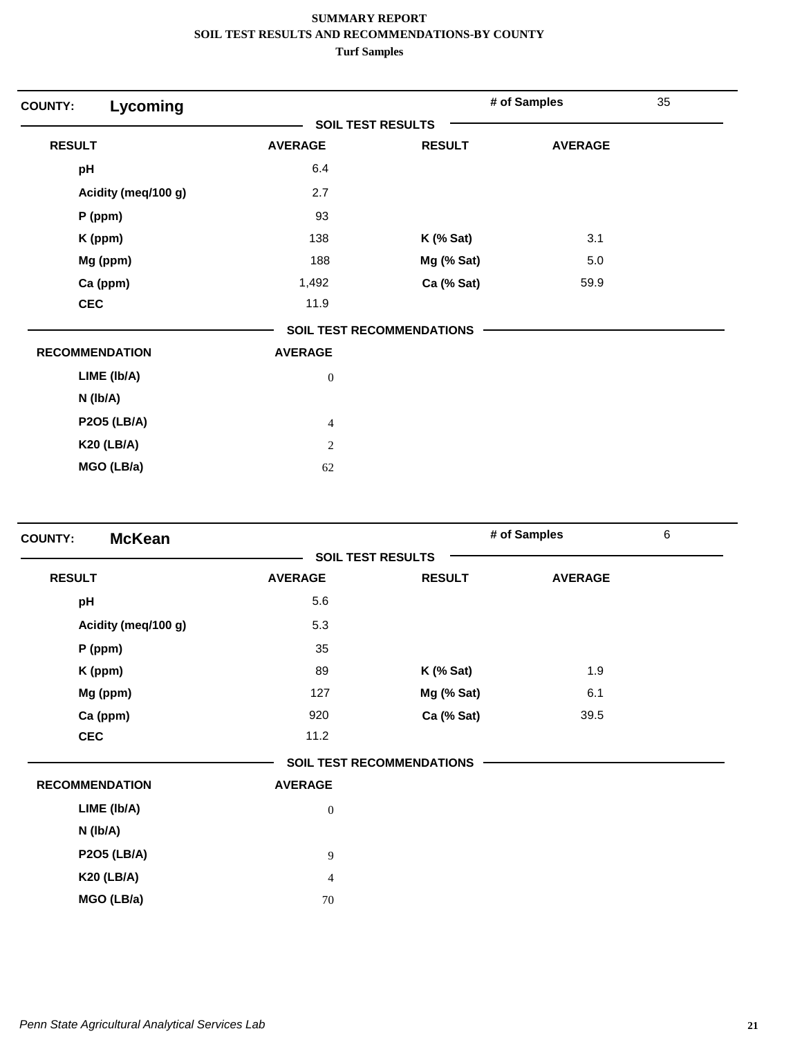**SUMMARY REPORT**
**SOIL TEST RESULTS AND RECOMMENDATIONS-BY COUNTY**
**Turf Samples**

**COUNTY:** **Lycoming** | **# of Samples** 35

**SOIL TEST RESULTS**

| RESULT | AVERAGE | RESULT | AVERAGE |
|---|---|---|---|
| pH | 6.4 | | |
| Acidity (meq/100 g) | 2.7 | | |
| P (ppm) | 93 | | |
| K (ppm) | 138 | K (% Sat) | 3.1 |
| Mg (ppm) | 188 | Mg (% Sat) | 5.0 |
| Ca (ppm) | 1,492 | Ca (% Sat) | 59.9 |
| CEC | 11.9 | | |

**SOIL TEST RECOMMENDATIONS**

| RECOMMENDATION | AVERAGE |
|---|---|
| LIME (lb/A) | 0 |
| N (lb/A) | |
| P2O5 (LB/A) | 4 |
| K20 (LB/A) | 2 |
| MGO (LB/a) | 62 |

**COUNTY:** **McKean** | **# of Samples** 6

**SOIL TEST RESULTS**

| RESULT | AVERAGE | RESULT | AVERAGE |
|---|---|---|---|
| pH | 5.6 | | |
| Acidity (meq/100 g) | 5.3 | | |
| P (ppm) | 35 | | |
| K (ppm) | 89 | K (% Sat) | 1.9 |
| Mg (ppm) | 127 | Mg (% Sat) | 6.1 |
| Ca (ppm) | 920 | Ca (% Sat) | 39.5 |
| CEC | 11.2 | | |

**SOIL TEST RECOMMENDATIONS**

| RECOMMENDATION | AVERAGE |
|---|---|
| LIME (lb/A) | 0 |
| N (lb/A) | |
| P2O5 (LB/A) | 9 |
| K20 (LB/A) | 4 |
| MGO (LB/a) | 70 |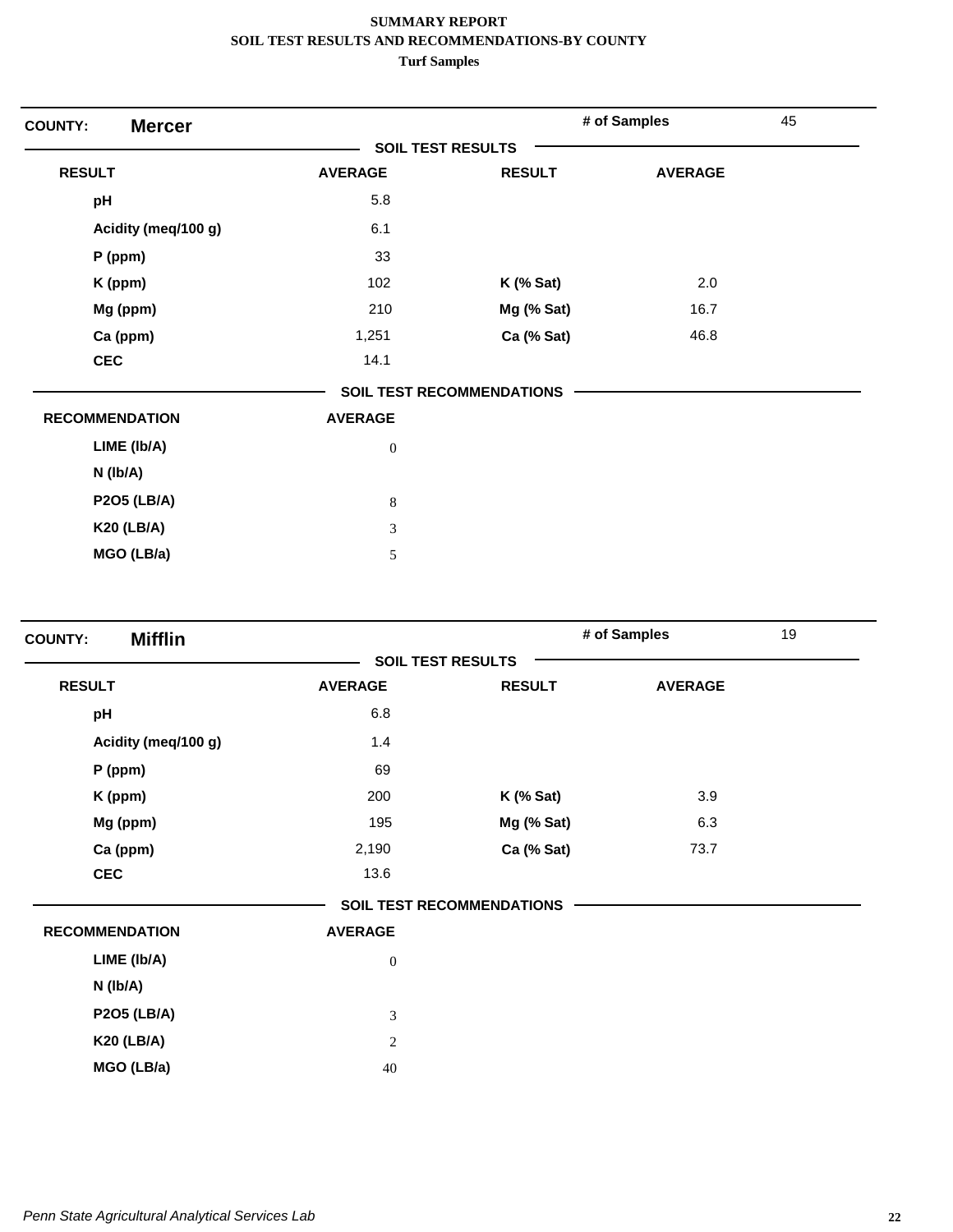**SUMMARY REPORT**
**SOIL TEST RESULTS AND RECOMMENDATIONS-BY COUNTY**
**Turf Samples**

**COUNTY: Mercer** — # of Samples: 45

**SOIL TEST RESULTS**

| RESULT | AVERAGE | RESULT | AVERAGE |
|---|---|---|---|
| pH | 5.8 | | |
| Acidity (meq/100 g) | 6.1 | | |
| P (ppm) | 33 | | |
| K (ppm) | 102 | K (% Sat) | 2.0 |
| Mg (ppm) | 210 | Mg (% Sat) | 16.7 |
| Ca (ppm) | 1,251 | Ca (% Sat) | 46.8 |
| CEC | 14.1 | | |

**SOIL TEST RECOMMENDATIONS**

| RECOMMENDATION | AVERAGE |
|---|---|
| LIME (lb/A) | 0 |
| N (lb/A) | |
| P2O5 (LB/A) | 8 |
| K20 (LB/A) | 3 |
| MGO (LB/a) | 5 |

**COUNTY: Mifflin** — # of Samples: 19

**SOIL TEST RESULTS**

| RESULT | AVERAGE | RESULT | AVERAGE |
|---|---|---|---|
| pH | 6.8 | | |
| Acidity (meq/100 g) | 1.4 | | |
| P (ppm) | 69 | | |
| K (ppm) | 200 | K (% Sat) | 3.9 |
| Mg (ppm) | 195 | Mg (% Sat) | 6.3 |
| Ca (ppm) | 2,190 | Ca (% Sat) | 73.7 |
| CEC | 13.6 | | |

**SOIL TEST RECOMMENDATIONS**

| RECOMMENDATION | AVERAGE |
|---|---|
| LIME (lb/A) | 0 |
| N (lb/A) | |
| P2O5 (LB/A) | 3 |
| K20 (LB/A) | 2 |
| MGO (LB/a) | 40 |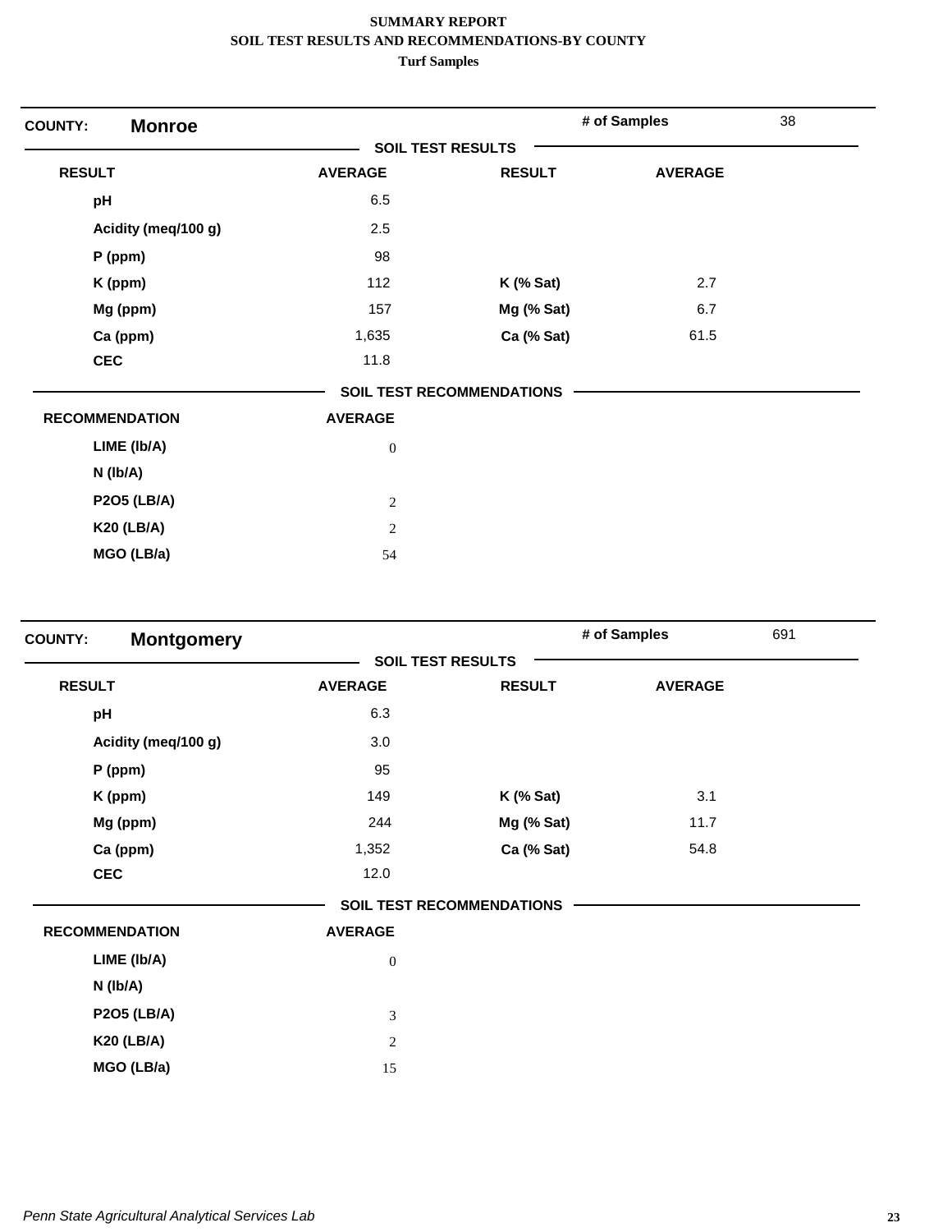# SUMMARY REPORT
## SOIL TEST RESULTS AND RECOMMENDATIONS-BY COUNTY
### Turf Samples

**COUNTY:** **Monroe** | **# of Samples** 38

**SOIL TEST RESULTS**

| RESULT | AVERAGE | RESULT | AVERAGE |
|---|---|---|---|
| pH | 6.5 | | |
| Acidity (meq/100 g) | 2.5 | | |
| P (ppm) | 98 | | |
| K (ppm) | 112 | K (% Sat) | 2.7 |
| Mg (ppm) | 157 | Mg (% Sat) | 6.7 |
| Ca (ppm) | 1,635 | Ca (% Sat) | 61.5 |
| CEC | 11.8 | | |

**SOIL TEST RECOMMENDATIONS**

| RECOMMENDATION | AVERAGE |
|---|---|
| LIME (lb/A) | 0 |
| N (lb/A) | |
| P2O5 (LB/A) | 2 |
| K20 (LB/A) | 2 |
| MGO (LB/a) | 54 |

**COUNTY:** **Montgomery** | **# of Samples** 691

**SOIL TEST RESULTS**

| RESULT | AVERAGE | RESULT | AVERAGE |
|---|---|---|---|
| pH | 6.3 | | |
| Acidity (meq/100 g) | 3.0 | | |
| P (ppm) | 95 | | |
| K (ppm) | 149 | K (% Sat) | 3.1 |
| Mg (ppm) | 244 | Mg (% Sat) | 11.7 |
| Ca (ppm) | 1,352 | Ca (% Sat) | 54.8 |
| CEC | 12.0 | | |

**SOIL TEST RECOMMENDATIONS**

| RECOMMENDATION | AVERAGE |
|---|---|
| LIME (lb/A) | 0 |
| N (lb/A) | |
| P2O5 (LB/A) | 3 |
| K20 (LB/A) | 2 |
| MGO (LB/a) | 15 |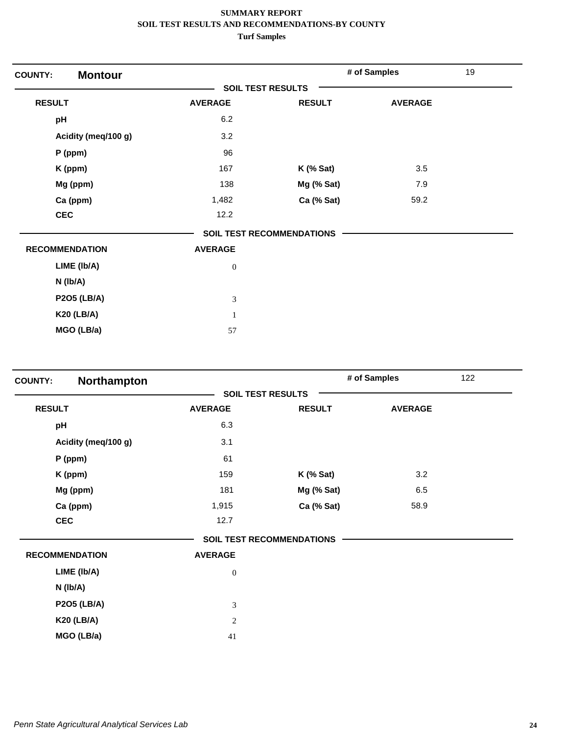**SUMMARY REPORT**
**SOIL TEST RESULTS AND RECOMMENDATIONS-BY COUNTY**
**Turf Samples**

## COUNTY: Montour

**# of Samples** 19

### SOIL TEST RESULTS

| RESULT | AVERAGE | RESULT | AVERAGE |
|---|---|---|---|
| pH | 6.2 | | |
| Acidity (meq/100 g) | 3.2 | | |
| P (ppm) | 96 | | |
| K (ppm) | 167 | K (% Sat) | 3.5 |
| Mg (ppm) | 138 | Mg (% Sat) | 7.9 |
| Ca (ppm) | 1,482 | Ca (% Sat) | 59.2 |
| CEC | 12.2 | | |

### SOIL TEST RECOMMENDATIONS

| RECOMMENDATION | AVERAGE |
|---|---|
| LIME (lb/A) | 0 |
| N (lb/A) | |
| P2O5 (LB/A) | 3 |
| K20 (LB/A) | 1 |
| MGO (LB/a) | 57 |

## COUNTY: Northampton

**# of Samples** 122

### SOIL TEST RESULTS

| RESULT | AVERAGE | RESULT | AVERAGE |
|---|---|---|---|
| pH | 6.3 | | |
| Acidity (meq/100 g) | 3.1 | | |
| P (ppm) | 61 | | |
| K (ppm) | 159 | K (% Sat) | 3.2 |
| Mg (ppm) | 181 | Mg (% Sat) | 6.5 |
| Ca (ppm) | 1,915 | Ca (% Sat) | 58.9 |
| CEC | 12.7 | | |

### SOIL TEST RECOMMENDATIONS

| RECOMMENDATION | AVERAGE |
|---|---|
| LIME (lb/A) | 0 |
| N (lb/A) | |
| P2O5 (LB/A) | 3 |
| K20 (LB/A) | 2 |
| MGO (LB/a) | 41 |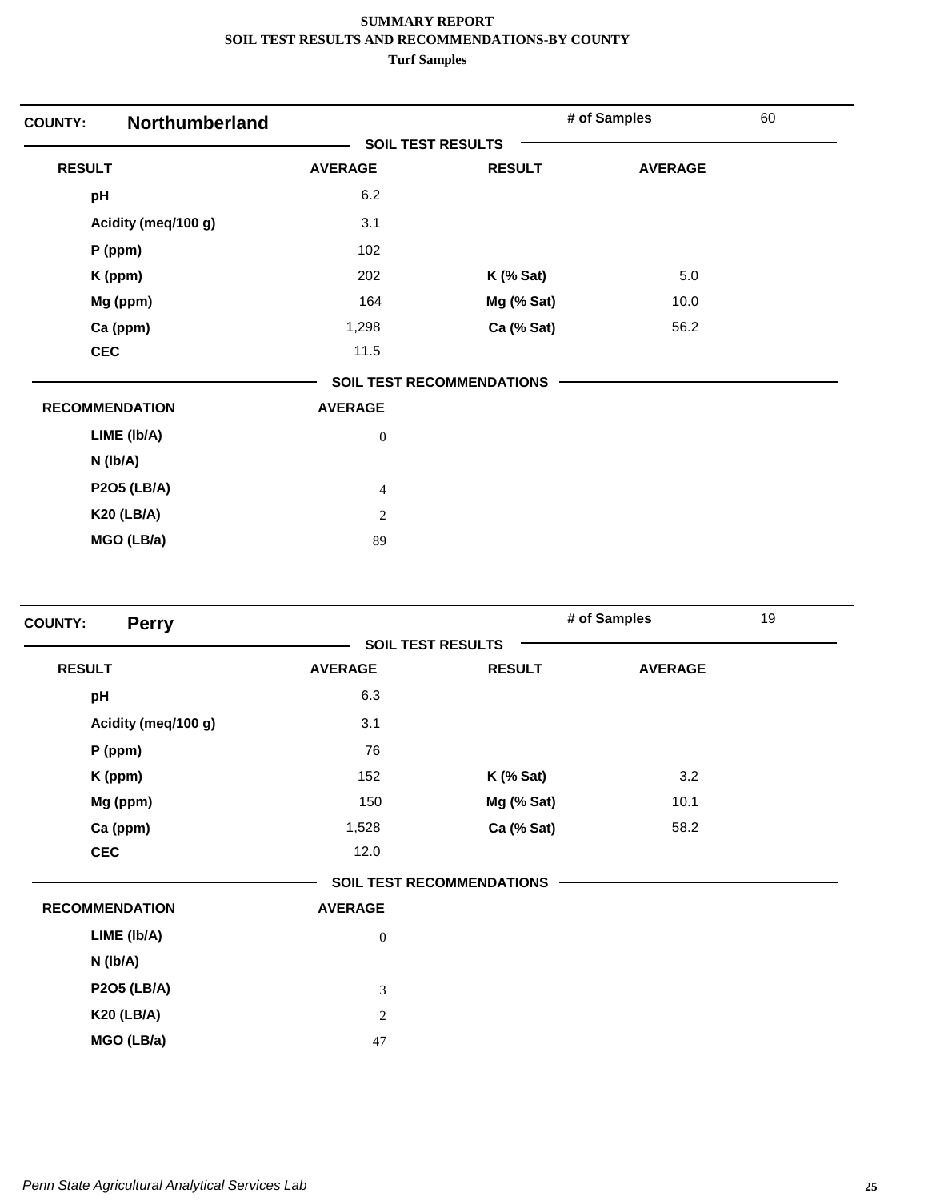**SUMMARY REPORT**
**SOIL TEST RESULTS AND RECOMMENDATIONS-BY COUNTY**
**Turf Samples**

**COUNTY:** **Northumberland** | **# of Samples** 60

**SOIL TEST RESULTS**

| RESULT | AVERAGE | RESULT | AVERAGE |
|---|---|---|---|
| pH | 6.2 | | |
| Acidity (meq/100 g) | 3.1 | | |
| P (ppm) | 102 | | |
| K (ppm) | 202 | K (% Sat) | 5.0 |
| Mg (ppm) | 164 | Mg (% Sat) | 10.0 |
| Ca (ppm) | 1,298 | Ca (% Sat) | 56.2 |
| CEC | 11.5 | | |

**SOIL TEST RECOMMENDATIONS**

| RECOMMENDATION | AVERAGE |
|---|---|
| LIME (lb/A) | 0 |
| N (lb/A) | |
| P2O5 (LB/A) | 4 |
| K20 (LB/A) | 2 |
| MGO (LB/a) | 89 |

**COUNTY:** **Perry** | **# of Samples** 19

**SOIL TEST RESULTS**

| RESULT | AVERAGE | RESULT | AVERAGE |
|---|---|---|---|
| pH | 6.3 | | |
| Acidity (meq/100 g) | 3.1 | | |
| P (ppm) | 76 | | |
| K (ppm) | 152 | K (% Sat) | 3.2 |
| Mg (ppm) | 150 | Mg (% Sat) | 10.1 |
| Ca (ppm) | 1,528 | Ca (% Sat) | 58.2 |
| CEC | 12.0 | | |

**SOIL TEST RECOMMENDATIONS**

| RECOMMENDATION | AVERAGE |
|---|---|
| LIME (lb/A) | 0 |
| N (lb/A) | |
| P2O5 (LB/A) | 3 |
| K20 (LB/A) | 2 |
| MGO (LB/a) | 47 |

*Penn State Agricultural Analytical Services Lab*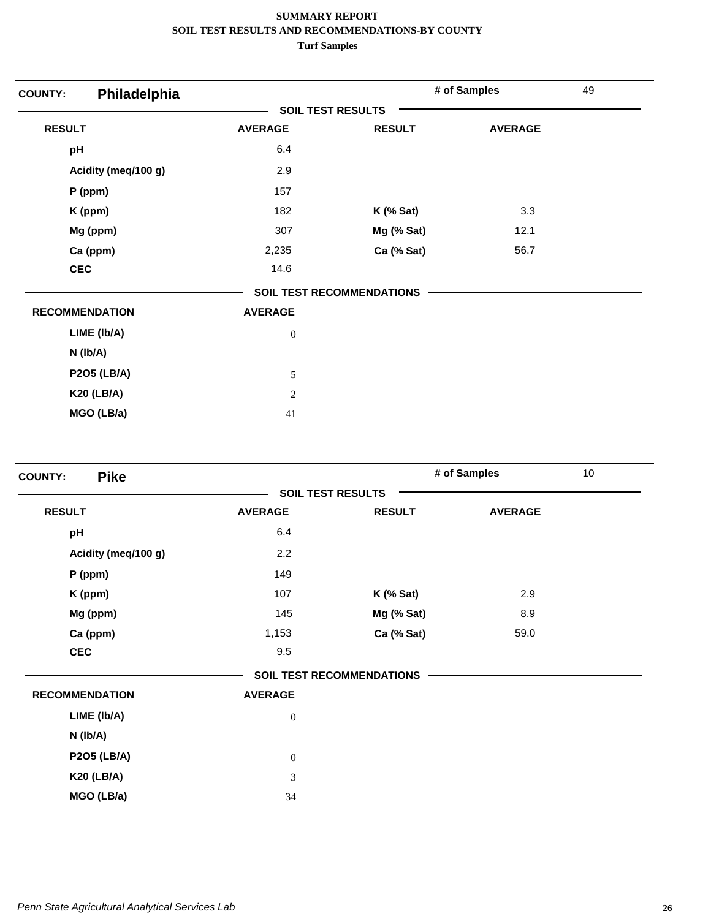**SUMMARY REPORT**
**SOIL TEST RESULTS AND RECOMMENDATIONS-BY COUNTY**
**Turf Samples**

## COUNTY: Philadelphia

**# of Samples:** 49

### SOIL TEST RESULTS

| RESULT | AVERAGE | RESULT | AVERAGE |
|---|---|---|---|
| pH | 6.4 | | |
| Acidity (meq/100 g) | 2.9 | | |
| P (ppm) | 157 | | |
| K (ppm) | 182 | K (% Sat) | 3.3 |
| Mg (ppm) | 307 | Mg (% Sat) | 12.1 |
| Ca (ppm) | 2,235 | Ca (% Sat) | 56.7 |
| CEC | 14.6 | | |

### SOIL TEST RECOMMENDATIONS

| RECOMMENDATION | AVERAGE |
|---|---|
| LIME (lb/A) | 0 |
| N (lb/A) | |
| P2O5 (LB/A) | 5 |
| K20 (LB/A) | 2 |
| MGO (LB/a) | 41 |

## COUNTY: Pike

**# of Samples:** 10

### SOIL TEST RESULTS

| RESULT | AVERAGE | RESULT | AVERAGE |
|---|---|---|---|
| pH | 6.4 | | |
| Acidity (meq/100 g) | 2.2 | | |
| P (ppm) | 149 | | |
| K (ppm) | 107 | K (% Sat) | 2.9 |
| Mg (ppm) | 145 | Mg (% Sat) | 8.9 |
| Ca (ppm) | 1,153 | Ca (% Sat) | 59.0 |
| CEC | 9.5 | | |

### SOIL TEST RECOMMENDATIONS

| RECOMMENDATION | AVERAGE |
|---|---|
| LIME (lb/A) | 0 |
| N (lb/A) | |
| P2O5 (LB/A) | 0 |
| K20 (LB/A) | 3 |
| MGO (LB/a) | 34 |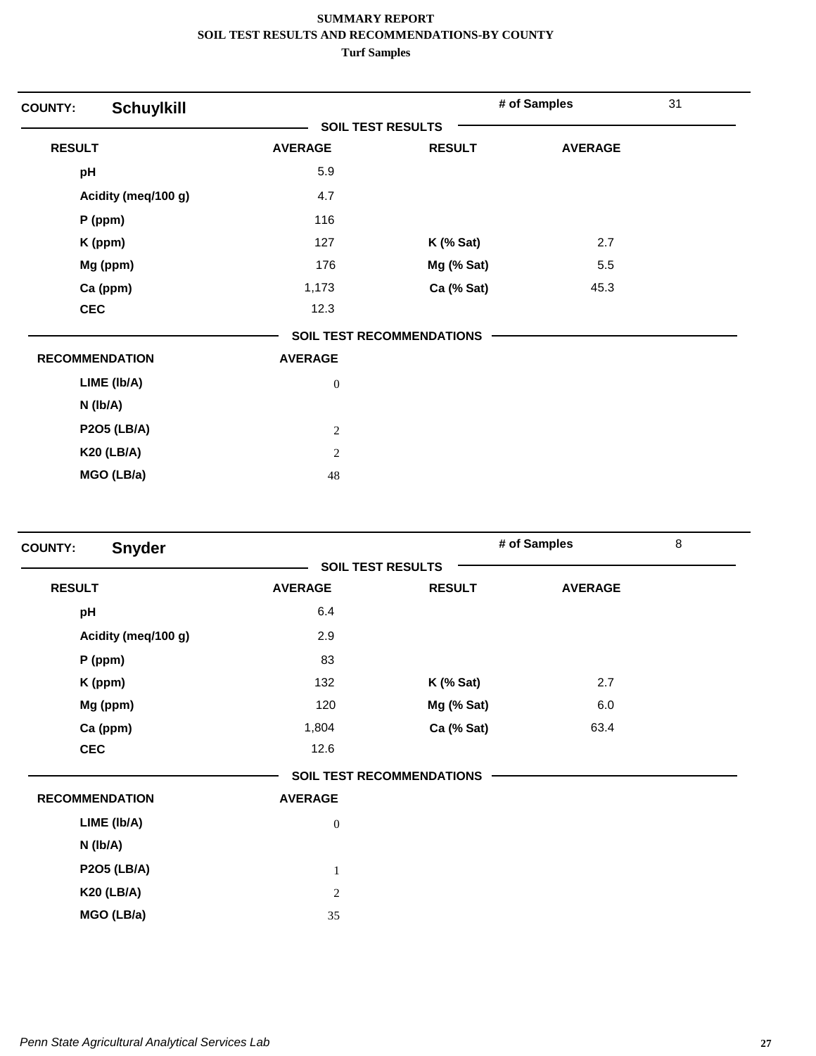**SUMMARY REPORT**
**SOIL TEST RESULTS AND RECOMMENDATIONS-BY COUNTY**
**Turf Samples**

**COUNTY: Schuylkill** — **# of Samples** 31

**SOIL TEST RESULTS**

| RESULT | AVERAGE | RESULT | AVERAGE |
|---|---|---|---|
| pH | 5.9 | | |
| Acidity (meq/100 g) | 4.7 | | |
| P (ppm) | 116 | | |
| K (ppm) | 127 | K (% Sat) | 2.7 |
| Mg (ppm) | 176 | Mg (% Sat) | 5.5 |
| Ca (ppm) | 1,173 | Ca (% Sat) | 45.3 |
| CEC | 12.3 | | |

**SOIL TEST RECOMMENDATIONS**

| RECOMMENDATION | AVERAGE |
|---|---|
| LIME (lb/A) | 0 |
| N (lb/A) | |
| P2O5 (LB/A) | 2 |
| K20 (LB/A) | 2 |
| MGO (LB/a) | 48 |

**COUNTY: Snyder** — **# of Samples** 8

**SOIL TEST RESULTS**

| RESULT | AVERAGE | RESULT | AVERAGE |
|---|---|---|---|
| pH | 6.4 | | |
| Acidity (meq/100 g) | 2.9 | | |
| P (ppm) | 83 | | |
| K (ppm) | 132 | K (% Sat) | 2.7 |
| Mg (ppm) | 120 | Mg (% Sat) | 6.0 |
| Ca (ppm) | 1,804 | Ca (% Sat) | 63.4 |
| CEC | 12.6 | | |

**SOIL TEST RECOMMENDATIONS**

| RECOMMENDATION | AVERAGE |
|---|---|
| LIME (lb/A) | 0 |
| N (lb/A) | |
| P2O5 (LB/A) | 1 |
| K20 (LB/A) | 2 |
| MGO (LB/a) | 35 |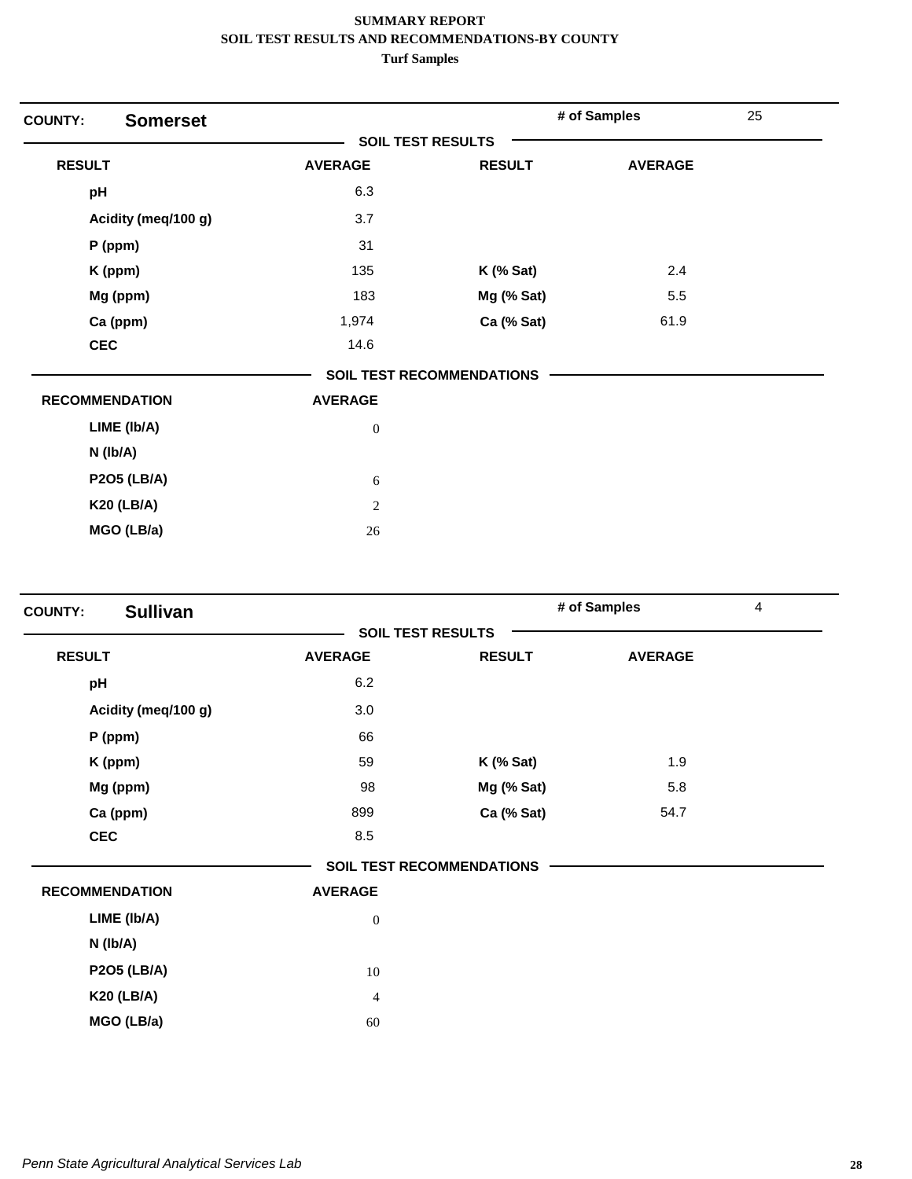**SUMMARY REPORT**
**SOIL TEST RESULTS AND RECOMMENDATIONS-BY COUNTY**
**Turf Samples**

## COUNTY: Somerset

**# of Samples** 25

### SOIL TEST RESULTS

| RESULT | AVERAGE | RESULT | AVERAGE |
|---|---|---|---|
| pH | 6.3 | | |
| Acidity (meq/100 g) | 3.7 | | |
| P (ppm) | 31 | | |
| K (ppm) | 135 | K (% Sat) | 2.4 |
| Mg (ppm) | 183 | Mg (% Sat) | 5.5 |
| Ca (ppm) | 1,974 | Ca (% Sat) | 61.9 |
| CEC | 14.6 | | |

### SOIL TEST RECOMMENDATIONS

| RECOMMENDATION | AVERAGE |
|---|---|
| LIME (lb/A) | 0 |
| N (lb/A) | |
| P2O5 (LB/A) | 6 |
| K20 (LB/A) | 2 |
| MGO (LB/a) | 26 |

## COUNTY: Sullivan

**# of Samples** 4

### SOIL TEST RESULTS

| RESULT | AVERAGE | RESULT | AVERAGE |
|---|---|---|---|
| pH | 6.2 | | |
| Acidity (meq/100 g) | 3.0 | | |
| P (ppm) | 66 | | |
| K (ppm) | 59 | K (% Sat) | 1.9 |
| Mg (ppm) | 98 | Mg (% Sat) | 5.8 |
| Ca (ppm) | 899 | Ca (% Sat) | 54.7 |
| CEC | 8.5 | | |

### SOIL TEST RECOMMENDATIONS

| RECOMMENDATION | AVERAGE |
|---|---|
| LIME (lb/A) | 0 |
| N (lb/A) | |
| P2O5 (LB/A) | 10 |
| K20 (LB/A) | 4 |
| MGO (LB/a) | 60 |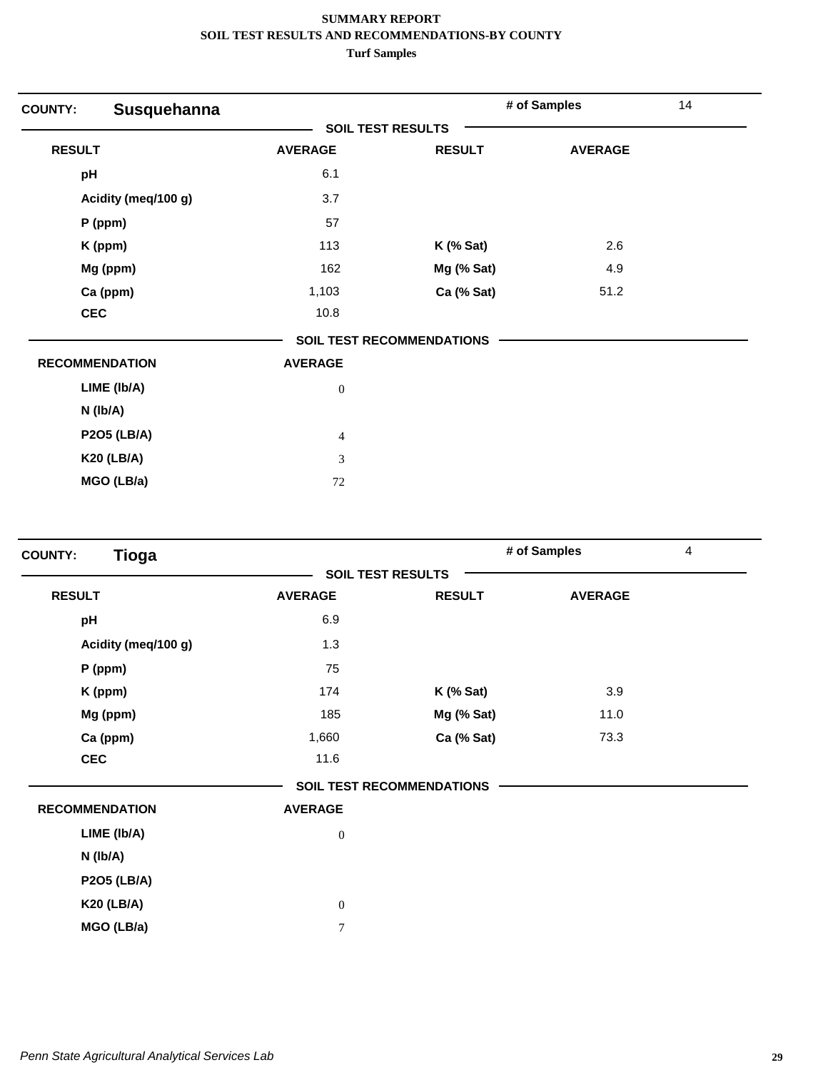**SUMMARY REPORT**
**SOIL TEST RESULTS AND RECOMMENDATIONS-BY COUNTY**
**Turf Samples**

**COUNTY:** **Susquehanna** | **# of Samples** 14

**SOIL TEST RESULTS**

| RESULT | AVERAGE | RESULT | AVERAGE |
|---|---|---|---|
| pH | 6.1 | | |
| Acidity (meq/100 g) | 3.7 | | |
| P (ppm) | 57 | | |
| K (ppm) | 113 | K (% Sat) | 2.6 |
| Mg (ppm) | 162 | Mg (% Sat) | 4.9 |
| Ca (ppm) | 1,103 | Ca (% Sat) | 51.2 |
| CEC | 10.8 | | |

**SOIL TEST RECOMMENDATIONS**

| RECOMMENDATION | AVERAGE |
|---|---|
| LIME (lb/A) | 0 |
| N (lb/A) | |
| P2O5 (LB/A) | 4 |
| K20 (LB/A) | 3 |
| MGO (LB/a) | 72 |

**COUNTY:** **Tioga** | **# of Samples** 4

**SOIL TEST RESULTS**

| RESULT | AVERAGE | RESULT | AVERAGE |
|---|---|---|---|
| pH | 6.9 | | |
| Acidity (meq/100 g) | 1.3 | | |
| P (ppm) | 75 | | |
| K (ppm) | 174 | K (% Sat) | 3.9 |
| Mg (ppm) | 185 | Mg (% Sat) | 11.0 |
| Ca (ppm) | 1,660 | Ca (% Sat) | 73.3 |
| CEC | 11.6 | | |

**SOIL TEST RECOMMENDATIONS**

| RECOMMENDATION | AVERAGE |
|---|---|
| LIME (lb/A) | 0 |
| N (lb/A) | |
| P2O5 (LB/A) | |
| K20 (LB/A) | 0 |
| MGO (LB/a) | 7 |

*Penn State Agricultural Analytical Services Lab*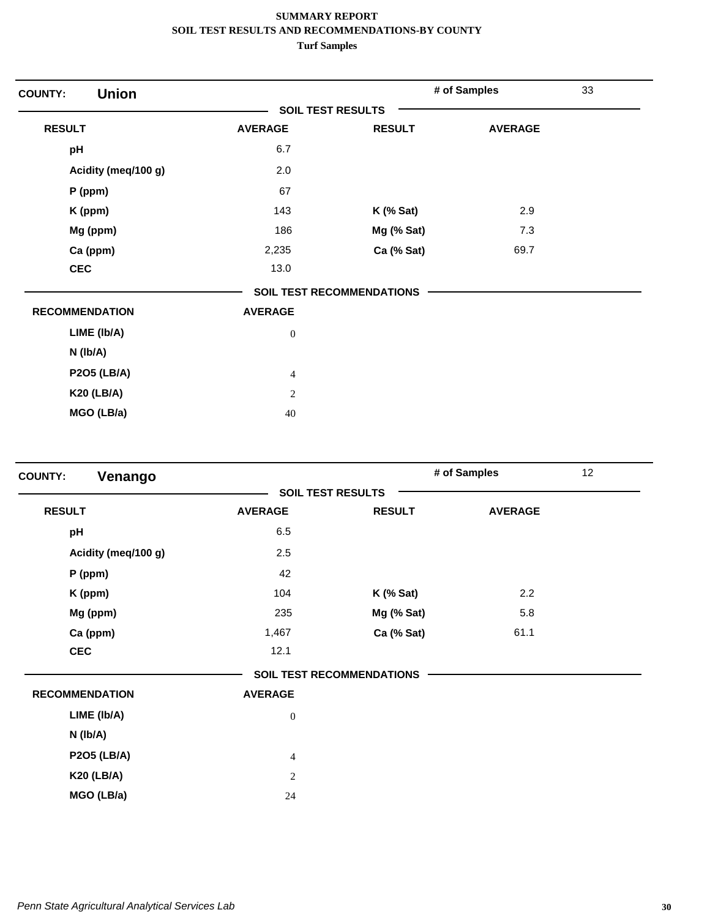**SUMMARY REPORT**
**SOIL TEST RESULTS AND RECOMMENDATIONS-BY COUNTY**
**Turf Samples**

## COUNTY: Union

**# of Samples:** 33

### SOIL TEST RESULTS

| RESULT | AVERAGE | RESULT | AVERAGE |
|---|---|---|---|
| pH | 6.7 | | |
| Acidity (meq/100 g) | 2.0 | | |
| P (ppm) | 67 | | |
| K (ppm) | 143 | K (% Sat) | 2.9 |
| Mg (ppm) | 186 | Mg (% Sat) | 7.3 |
| Ca (ppm) | 2,235 | Ca (% Sat) | 69.7 |
| CEC | 13.0 | | |

### SOIL TEST RECOMMENDATIONS

| RECOMMENDATION | AVERAGE |
|---|---|
| LIME (lb/A) | 0 |
| N (lb/A) | |
| P2O5 (LB/A) | 4 |
| K20 (LB/A) | 2 |
| MGO (LB/a) | 40 |

## COUNTY: Venango

**# of Samples:** 12

### SOIL TEST RESULTS

| RESULT | AVERAGE | RESULT | AVERAGE |
|---|---|---|---|
| pH | 6.5 | | |
| Acidity (meq/100 g) | 2.5 | | |
| P (ppm) | 42 | | |
| K (ppm) | 104 | K (% Sat) | 2.2 |
| Mg (ppm) | 235 | Mg (% Sat) | 5.8 |
| Ca (ppm) | 1,467 | Ca (% Sat) | 61.1 |
| CEC | 12.1 | | |

### SOIL TEST RECOMMENDATIONS

| RECOMMENDATION | AVERAGE |
|---|---|
| LIME (lb/A) | 0 |
| N (lb/A) | |
| P2O5 (LB/A) | 4 |
| K20 (LB/A) | 2 |
| MGO (LB/a) | 24 |

*Penn State Agricultural Analytical Services Lab*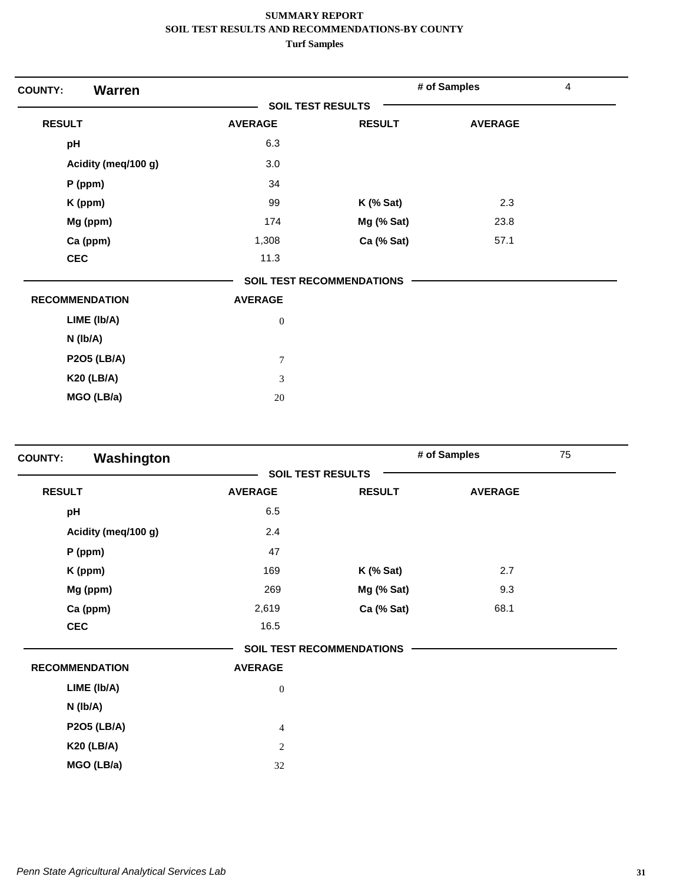**SUMMARY REPORT**
**SOIL TEST RESULTS AND RECOMMENDATIONS-BY COUNTY**
**Turf Samples**

## COUNTY: Warren

**# of Samples** 4

### SOIL TEST RESULTS

| RESULT | AVERAGE | RESULT | AVERAGE |
|---|---|---|---|
| pH | 6.3 | | |
| Acidity (meq/100 g) | 3.0 | | |
| P (ppm) | 34 | | |
| K (ppm) | 99 | K (% Sat) | 2.3 |
| Mg (ppm) | 174 | Mg (% Sat) | 23.8 |
| Ca (ppm) | 1,308 | Ca (% Sat) | 57.1 |
| CEC | 11.3 | | |

### SOIL TEST RECOMMENDATIONS

| RECOMMENDATION | AVERAGE |
|---|---|
| LIME (lb/A) | 0 |
| N (lb/A) | |
| P2O5 (LB/A) | 7 |
| K20 (LB/A) | 3 |
| MGO (LB/a) | 20 |

## COUNTY: Washington

**# of Samples** 75

### SOIL TEST RESULTS

| RESULT | AVERAGE | RESULT | AVERAGE |
|---|---|---|---|
| pH | 6.5 | | |
| Acidity (meq/100 g) | 2.4 | | |
| P (ppm) | 47 | | |
| K (ppm) | 169 | K (% Sat) | 2.7 |
| Mg (ppm) | 269 | Mg (% Sat) | 9.3 |
| Ca (ppm) | 2,619 | Ca (% Sat) | 68.1 |
| CEC | 16.5 | | |

### SOIL TEST RECOMMENDATIONS

| RECOMMENDATION | AVERAGE |
|---|---|
| LIME (lb/A) | 0 |
| N (lb/A) | |
| P2O5 (LB/A) | 4 |
| K20 (LB/A) | 2 |
| MGO (LB/a) | 32 |

*Penn State Agricultural Analytical Services Lab*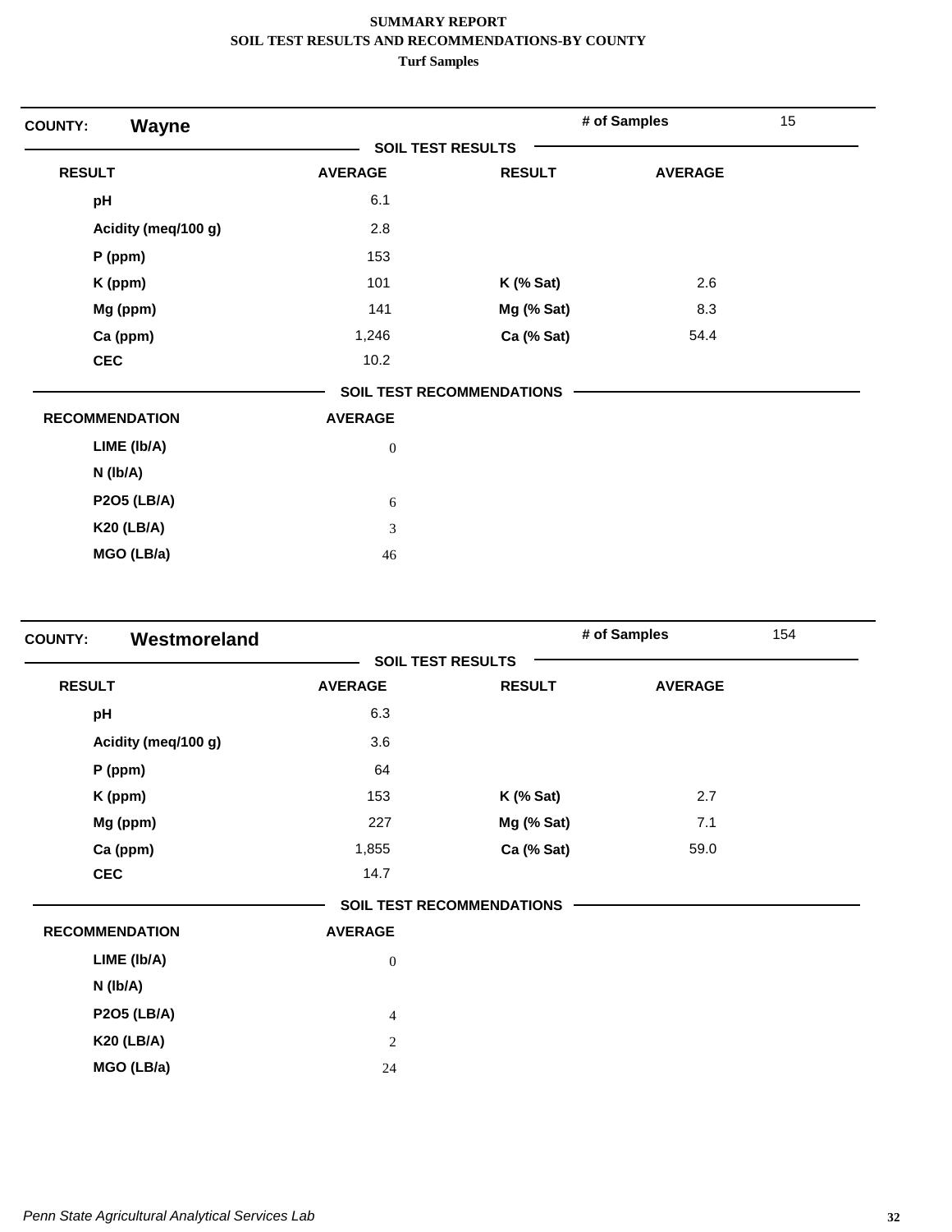**SUMMARY REPORT**
**SOIL TEST RESULTS AND RECOMMENDATIONS-BY COUNTY**
**Turf Samples**

## COUNTY: Wayne

**# of Samples:** 15

### SOIL TEST RESULTS

| RESULT | AVERAGE | RESULT | AVERAGE |
|---|---|---|---|
| pH | 6.1 | | |
| Acidity (meq/100 g) | 2.8 | | |
| P (ppm) | 153 | | |
| K (ppm) | 101 | K (% Sat) | 2.6 |
| Mg (ppm) | 141 | Mg (% Sat) | 8.3 |
| Ca (ppm) | 1,246 | Ca (% Sat) | 54.4 |
| CEC | 10.2 | | |

### SOIL TEST RECOMMENDATIONS

| RECOMMENDATION | AVERAGE |
|---|---|
| LIME (lb/A) | 0 |
| N (lb/A) | |
| P2O5 (LB/A) | 6 |
| K20 (LB/A) | 3 |
| MGO (LB/a) | 46 |

## COUNTY: Westmoreland

**# of Samples:** 154

### SOIL TEST RESULTS

| RESULT | AVERAGE | RESULT | AVERAGE |
|---|---|---|---|
| pH | 6.3 | | |
| Acidity (meq/100 g) | 3.6 | | |
| P (ppm) | 64 | | |
| K (ppm) | 153 | K (% Sat) | 2.7 |
| Mg (ppm) | 227 | Mg (% Sat) | 7.1 |
| Ca (ppm) | 1,855 | Ca (% Sat) | 59.0 |
| CEC | 14.7 | | |

### SOIL TEST RECOMMENDATIONS

| RECOMMENDATION | AVERAGE |
|---|---|
| LIME (lb/A) | 0 |
| N (lb/A) | |
| P2O5 (LB/A) | 4 |
| K20 (LB/A) | 2 |
| MGO (LB/a) | 24 |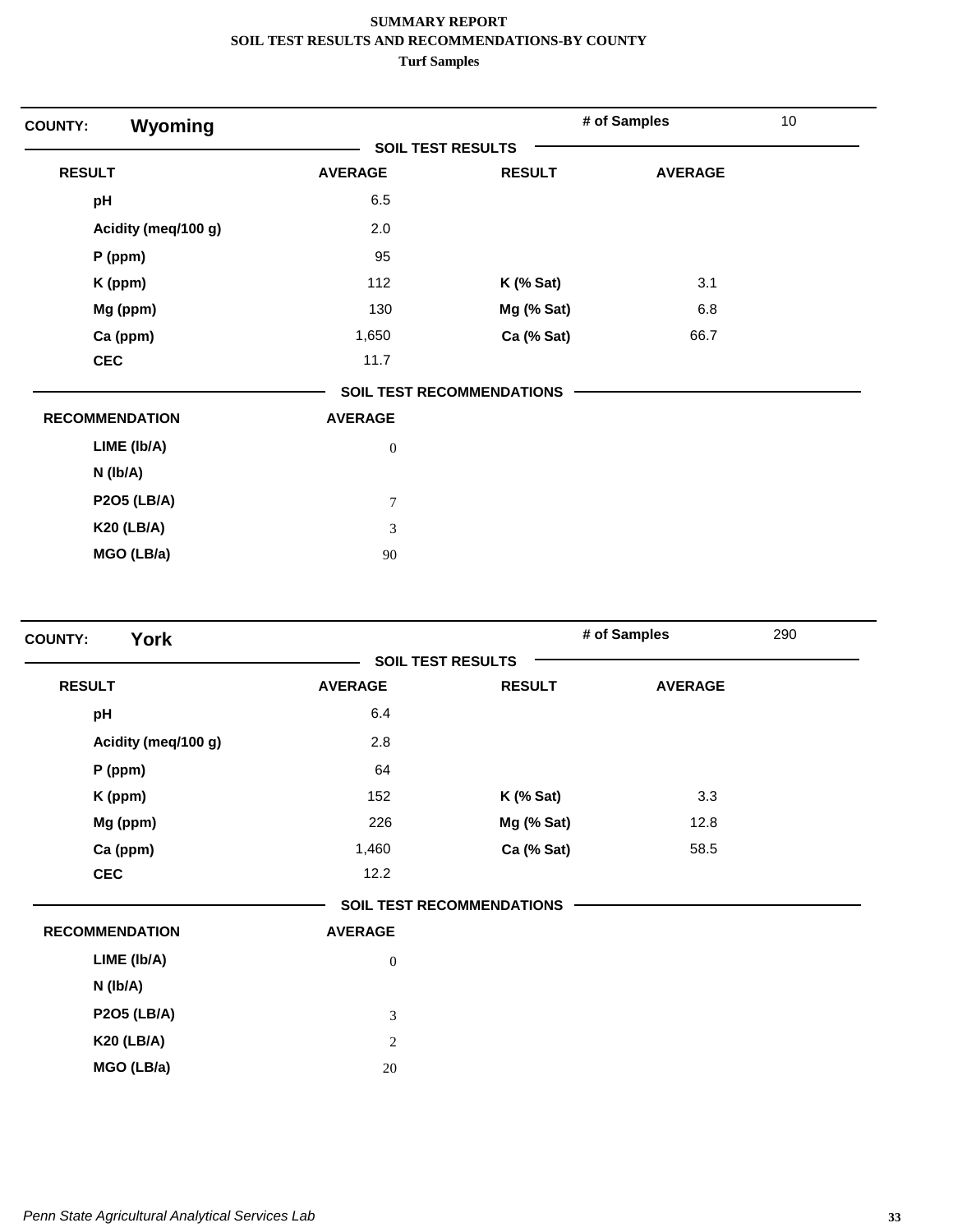**SUMMARY REPORT**
**SOIL TEST RESULTS AND RECOMMENDATIONS-BY COUNTY**
**Turf Samples**

**COUNTY:** **Wyoming** — **# of Samples** 10

**SOIL TEST RESULTS**

| RESULT | AVERAGE | RESULT | AVERAGE |
|---|---|---|---|
| pH | 6.5 | | |
| Acidity (meq/100 g) | 2.0 | | |
| P (ppm) | 95 | | |
| K (ppm) | 112 | K (% Sat) | 3.1 |
| Mg (ppm) | 130 | Mg (% Sat) | 6.8 |
| Ca (ppm) | 1,650 | Ca (% Sat) | 66.7 |
| CEC | 11.7 | | |

**SOIL TEST RECOMMENDATIONS**

| RECOMMENDATION | AVERAGE |
|---|---|
| LIME (lb/A) | 0 |
| N (lb/A) | |
| P2O5 (LB/A) | 7 |
| K20 (LB/A) | 3 |
| MGO (LB/a) | 90 |

**COUNTY:** **York** — **# of Samples** 290

**SOIL TEST RESULTS**

| RESULT | AVERAGE | RESULT | AVERAGE |
|---|---|---|---|
| pH | 6.4 | | |
| Acidity (meq/100 g) | 2.8 | | |
| P (ppm) | 64 | | |
| K (ppm) | 152 | K (% Sat) | 3.3 |
| Mg (ppm) | 226 | Mg (% Sat) | 12.8 |
| Ca (ppm) | 1,460 | Ca (% Sat) | 58.5 |
| CEC | 12.2 | | |

**SOIL TEST RECOMMENDATIONS**

| RECOMMENDATION | AVERAGE |
|---|---|
| LIME (lb/A) | 0 |
| N (lb/A) | |
| P2O5 (LB/A) | 3 |
| K20 (LB/A) | 2 |
| MGO (LB/a) | 20 |